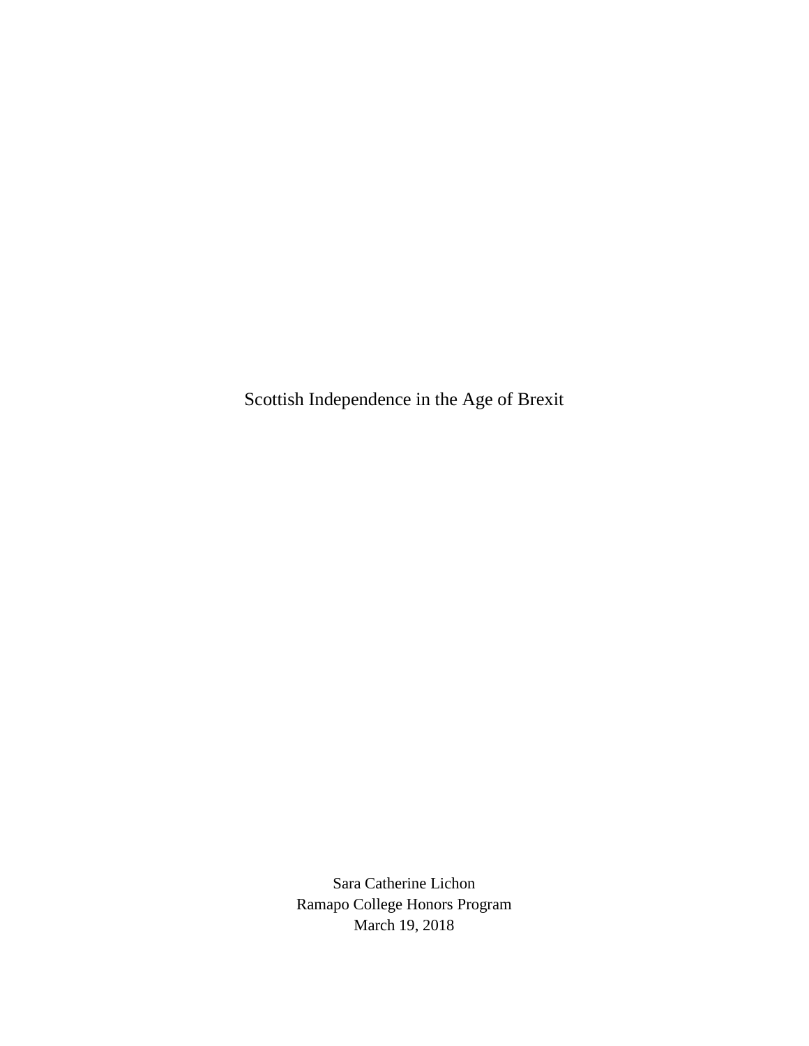# Scottish Independence in the Age of Brexit

Sara Catherine Lichon
Ramapo College Honors Program
March 19, 2018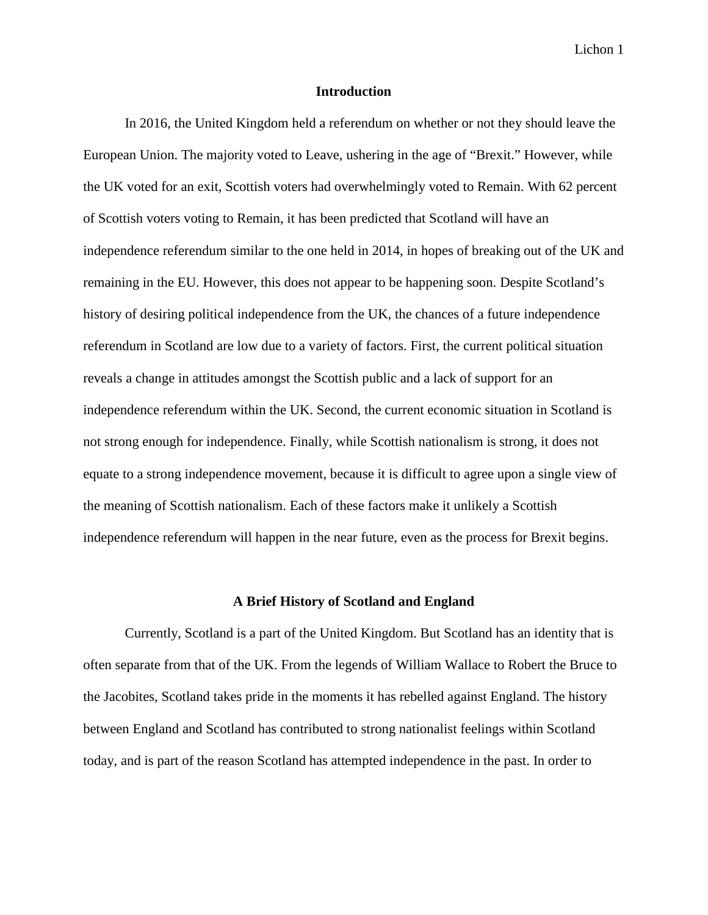## Introduction

In 2016, the United Kingdom held a referendum on whether or not they should leave the European Union. The majority voted to Leave, ushering in the age of "Brexit." However, while the UK voted for an exit, Scottish voters had overwhelmingly voted to Remain. With 62 percent of Scottish voters voting to Remain, it has been predicted that Scotland will have an independence referendum similar to the one held in 2014, in hopes of breaking out of the UK and remaining in the EU. However, this does not appear to be happening soon. Despite Scotland's history of desiring political independence from the UK, the chances of a future independence referendum in Scotland are low due to a variety of factors. First, the current political situation reveals a change in attitudes amongst the Scottish public and a lack of support for an independence referendum within the UK. Second, the current economic situation in Scotland is not strong enough for independence. Finally, while Scottish nationalism is strong, it does not equate to a strong independence movement, because it is difficult to agree upon a single view of the meaning of Scottish nationalism. Each of these factors make it unlikely a Scottish independence referendum will happen in the near future, even as the process for Brexit begins.

## A Brief History of Scotland and England

Currently, Scotland is a part of the United Kingdom. But Scotland has an identity that is often separate from that of the UK. From the legends of William Wallace to Robert the Bruce to the Jacobites, Scotland takes pride in the moments it has rebelled against England. The history between England and Scotland has contributed to strong nationalist feelings within Scotland today, and is part of the reason Scotland has attempted independence in the past. In order to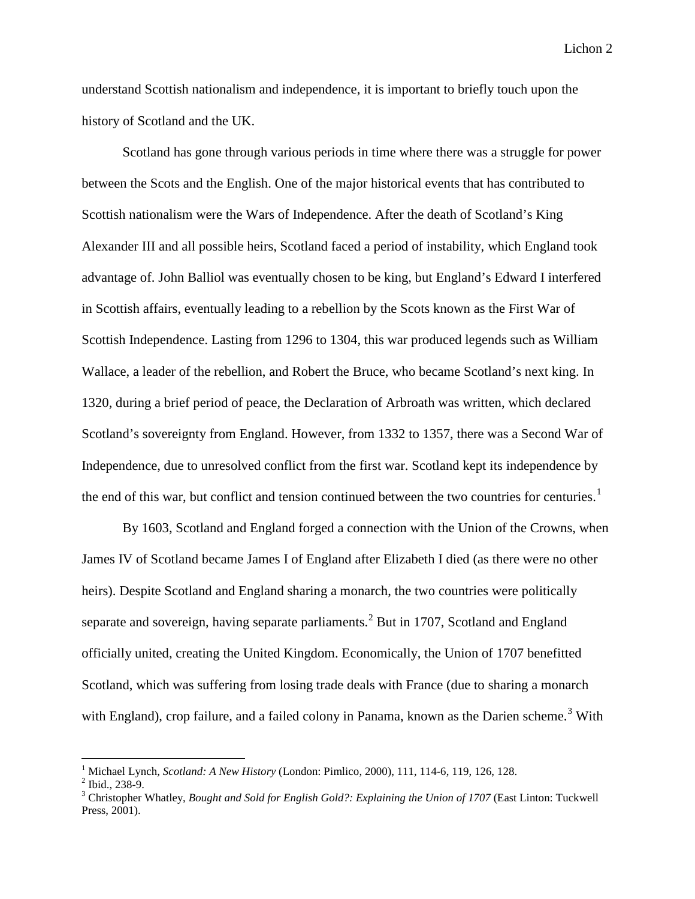understand Scottish nationalism and independence, it is important to briefly touch upon the history of Scotland and the UK.

Scotland has gone through various periods in time where there was a struggle for power between the Scots and the English. One of the major historical events that has contributed to Scottish nationalism were the Wars of Independence. After the death of Scotland's King Alexander III and all possible heirs, Scotland faced a period of instability, which England took advantage of. John Balliol was eventually chosen to be king, but England's Edward I interfered in Scottish affairs, eventually leading to a rebellion by the Scots known as the First War of Scottish Independence. Lasting from 1296 to 1304, this war produced legends such as William Wallace, a leader of the rebellion, and Robert the Bruce, who became Scotland's next king. In 1320, during a brief period of peace, the Declaration of Arbroath was written, which declared Scotland's sovereignty from England. However, from 1332 to 1357, there was a Second War of Independence, due to unresolved conflict from the first war. Scotland kept its independence by the end of this war, but conflict and tension continued between the two countries for centuries.[1]

By 1603, Scotland and England forged a connection with the Union of the Crowns, when James IV of Scotland became James I of England after Elizabeth I died (as there were no other heirs). Despite Scotland and England sharing a monarch, the two countries were politically separate and sovereign, having separate parliaments.[2] But in 1707, Scotland and England officially united, creating the United Kingdom. Economically, the Union of 1707 benefitted Scotland, which was suffering from losing trade deals with France (due to sharing a monarch with England), crop failure, and a failed colony in Panama, known as the Darien scheme.[3] With

---

[1] Michael Lynch, *Scotland: A New History* (London: Pimlico, 2000), 111, 114-6, 119, 126, 128.

[2] Ibid., 238-9.

[3] Christopher Whatley, *Bought and Sold for English Gold?: Explaining the Union of 1707* (East Linton: Tuckwell Press, 2001).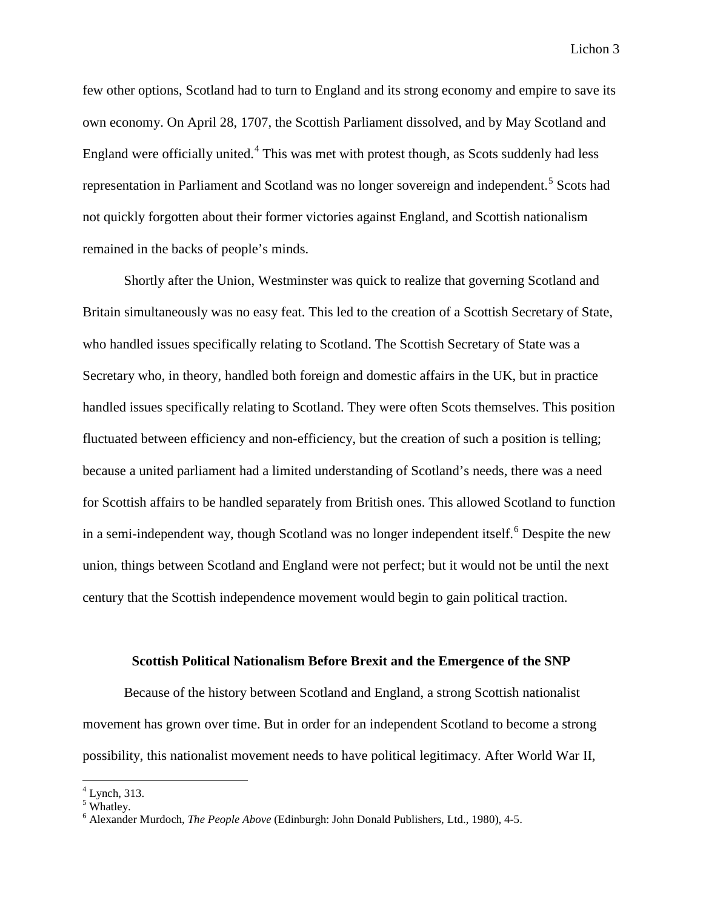few other options, Scotland had to turn to England and its strong economy and empire to save its own economy. On April 28, 1707, the Scottish Parliament dissolved, and by May Scotland and England were officially united.[4] This was met with protest though, as Scots suddenly had less representation in Parliament and Scotland was no longer sovereign and independent.[5] Scots had not quickly forgotten about their former victories against England, and Scottish nationalism remained in the backs of people's minds.

Shortly after the Union, Westminster was quick to realize that governing Scotland and Britain simultaneously was no easy feat. This led to the creation of a Scottish Secretary of State, who handled issues specifically relating to Scotland. The Scottish Secretary of State was a Secretary who, in theory, handled both foreign and domestic affairs in the UK, but in practice handled issues specifically relating to Scotland. They were often Scots themselves. This position fluctuated between efficiency and non-efficiency, but the creation of such a position is telling; because a united parliament had a limited understanding of Scotland's needs, there was a need for Scottish affairs to be handled separately from British ones. This allowed Scotland to function in a semi-independent way, though Scotland was no longer independent itself.[6] Despite the new union, things between Scotland and England were not perfect; but it would not be until the next century that the Scottish independence movement would begin to gain political traction.

## Scottish Political Nationalism Before Brexit and the Emergence of the SNP

Because of the history between Scotland and England, a strong Scottish nationalist movement has grown over time. But in order for an independent Scotland to become a strong possibility, this nationalist movement needs to have political legitimacy. After World War II,

[4] Lynch, 313.
[5] Whatley.
[6] Alexander Murdoch, *The People Above* (Edinburgh: John Donald Publishers, Ltd., 1980), 4-5.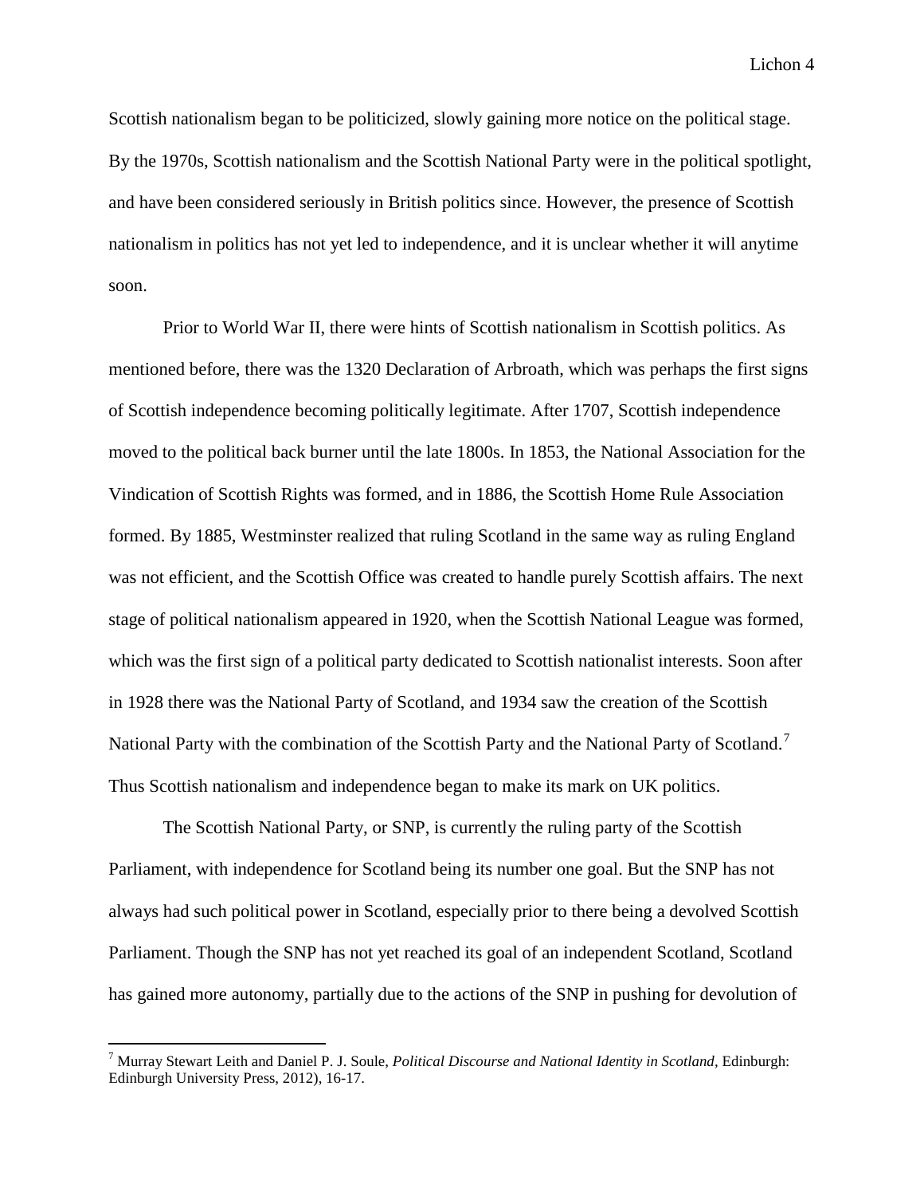Scottish nationalism began to be politicized, slowly gaining more notice on the political stage. By the 1970s, Scottish nationalism and the Scottish National Party were in the political spotlight, and have been considered seriously in British politics since. However, the presence of Scottish nationalism in politics has not yet led to independence, and it is unclear whether it will anytime soon.

Prior to World War II, there were hints of Scottish nationalism in Scottish politics. As mentioned before, there was the 1320 Declaration of Arbroath, which was perhaps the first signs of Scottish independence becoming politically legitimate. After 1707, Scottish independence moved to the political back burner until the late 1800s. In 1853, the National Association for the Vindication of Scottish Rights was formed, and in 1886, the Scottish Home Rule Association formed. By 1885, Westminster realized that ruling Scotland in the same way as ruling England was not efficient, and the Scottish Office was created to handle purely Scottish affairs. The next stage of political nationalism appeared in 1920, when the Scottish National League was formed, which was the first sign of a political party dedicated to Scottish nationalist interests. Soon after in 1928 there was the National Party of Scotland, and 1934 saw the creation of the Scottish National Party with the combination of the Scottish Party and the National Party of Scotland.[7] Thus Scottish nationalism and independence began to make its mark on UK politics.

The Scottish National Party, or SNP, is currently the ruling party of the Scottish Parliament, with independence for Scotland being its number one goal. But the SNP has not always had such political power in Scotland, especially prior to there being a devolved Scottish Parliament. Though the SNP has not yet reached its goal of an independent Scotland, Scotland has gained more autonomy, partially due to the actions of the SNP in pushing for devolution of

---

[7] Murray Stewart Leith and Daniel P. J. Soule, *Political Discourse and National Identity in Scotland*, Edinburgh: Edinburgh University Press, 2012), 16-17.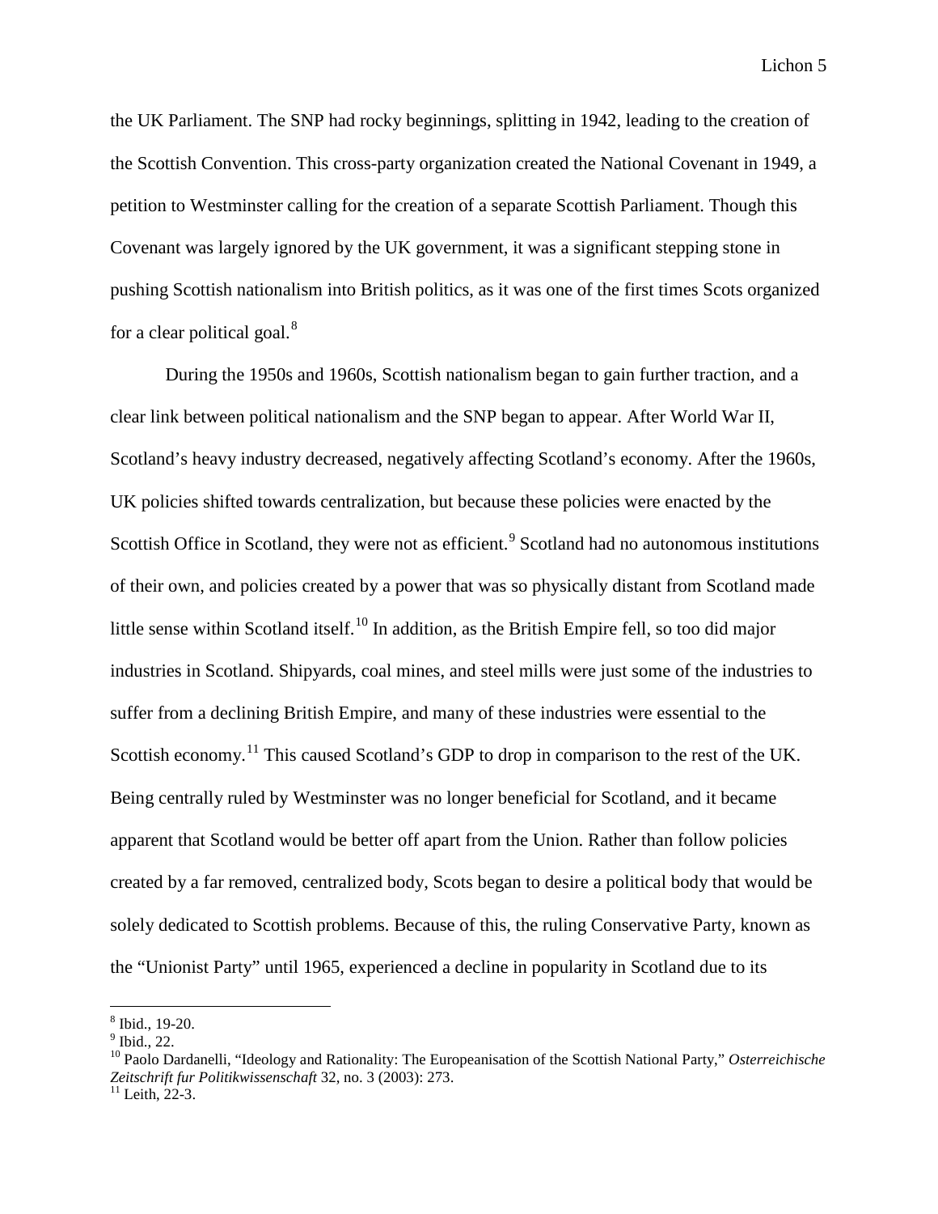the UK Parliament. The SNP had rocky beginnings, splitting in 1942, leading to the creation of the Scottish Convention. This cross-party organization created the National Covenant in 1949, a petition to Westminster calling for the creation of a separate Scottish Parliament. Though this Covenant was largely ignored by the UK government, it was a significant stepping stone in pushing Scottish nationalism into British politics, as it was one of the first times Scots organized for a clear political goal.[8]

During the 1950s and 1960s, Scottish nationalism began to gain further traction, and a clear link between political nationalism and the SNP began to appear. After World War II, Scotland's heavy industry decreased, negatively affecting Scotland's economy. After the 1960s, UK policies shifted towards centralization, but because these policies were enacted by the Scottish Office in Scotland, they were not as efficient.[9] Scotland had no autonomous institutions of their own, and policies created by a power that was so physically distant from Scotland made little sense within Scotland itself.[10] In addition, as the British Empire fell, so too did major industries in Scotland. Shipyards, coal mines, and steel mills were just some of the industries to suffer from a declining British Empire, and many of these industries were essential to the Scottish economy.[11] This caused Scotland's GDP to drop in comparison to the rest of the UK. Being centrally ruled by Westminster was no longer beneficial for Scotland, and it became apparent that Scotland would be better off apart from the Union. Rather than follow policies created by a far removed, centralized body, Scots began to desire a political body that would be solely dedicated to Scottish problems. Because of this, the ruling Conservative Party, known as the "Unionist Party" until 1965, experienced a decline in popularity in Scotland due to its

---

[8] Ibid., 19-20.

[9] Ibid., 22.

[10] Paolo Dardanelli, "Ideology and Rationality: The Europeanisation of the Scottish National Party," *Osterreichische Zeitschrift fur Politikwissenschaft* 32, no. 3 (2003): 273.

[11] Leith, 22-3.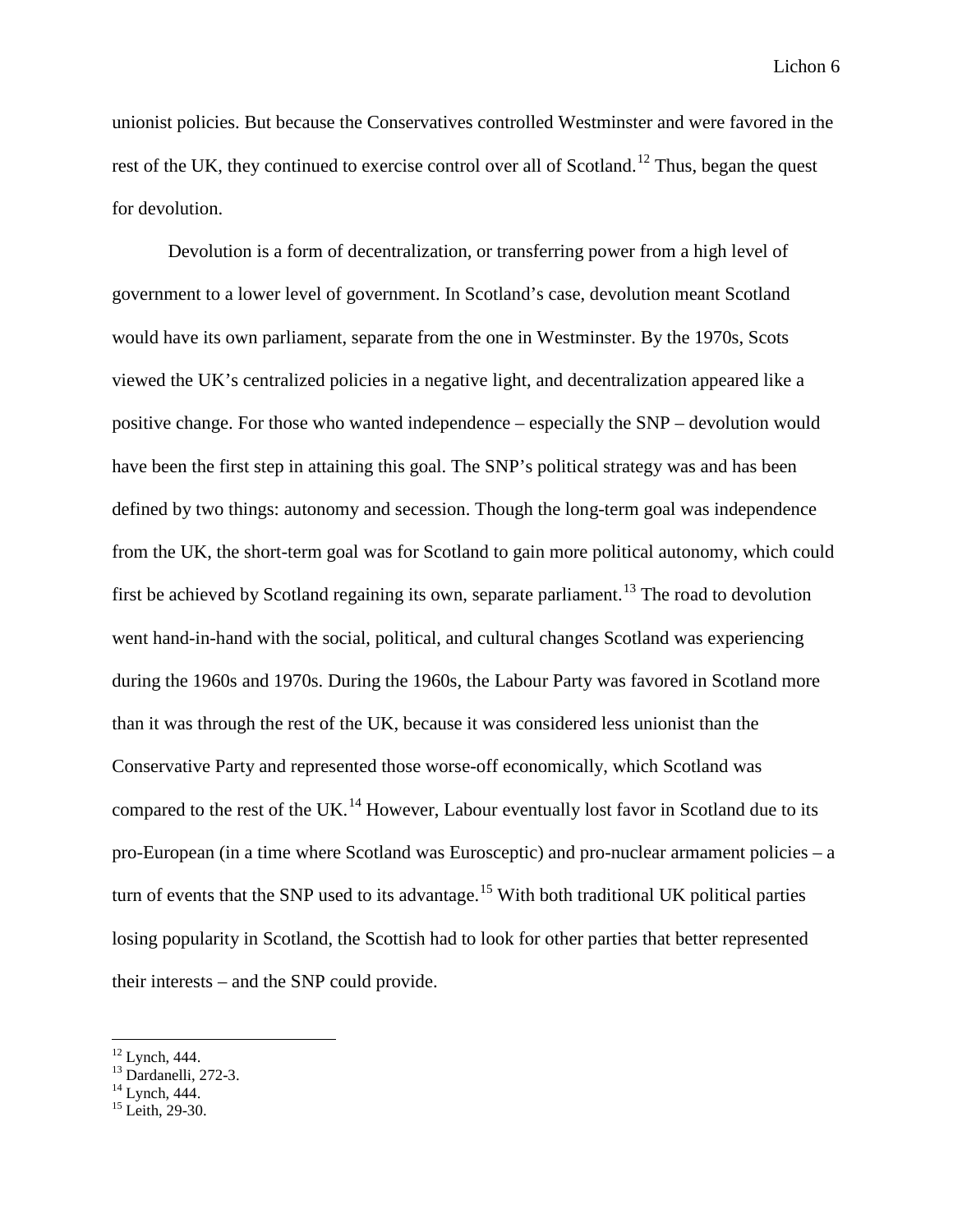unionist policies. But because the Conservatives controlled Westminster and were favored in the rest of the UK, they continued to exercise control over all of Scotland.[12] Thus, began the quest for devolution.

Devolution is a form of decentralization, or transferring power from a high level of government to a lower level of government. In Scotland's case, devolution meant Scotland would have its own parliament, separate from the one in Westminster. By the 1970s, Scots viewed the UK's centralized policies in a negative light, and decentralization appeared like a positive change. For those who wanted independence – especially the SNP – devolution would have been the first step in attaining this goal. The SNP's political strategy was and has been defined by two things: autonomy and secession. Though the long-term goal was independence from the UK, the short-term goal was for Scotland to gain more political autonomy, which could first be achieved by Scotland regaining its own, separate parliament.[13] The road to devolution went hand-in-hand with the social, political, and cultural changes Scotland was experiencing during the 1960s and 1970s. During the 1960s, the Labour Party was favored in Scotland more than it was through the rest of the UK, because it was considered less unionist than the Conservative Party and represented those worse-off economically, which Scotland was compared to the rest of the UK.[14] However, Labour eventually lost favor in Scotland due to its pro-European (in a time where Scotland was Eurosceptic) and pro-nuclear armament policies – a turn of events that the SNP used to its advantage.[15] With both traditional UK political parties losing popularity in Scotland, the Scottish had to look for other parties that better represented their interests – and the SNP could provide.

[12] Lynch, 444.
[13] Dardanelli, 272-3.
[14] Lynch, 444.
[15] Leith, 29-30.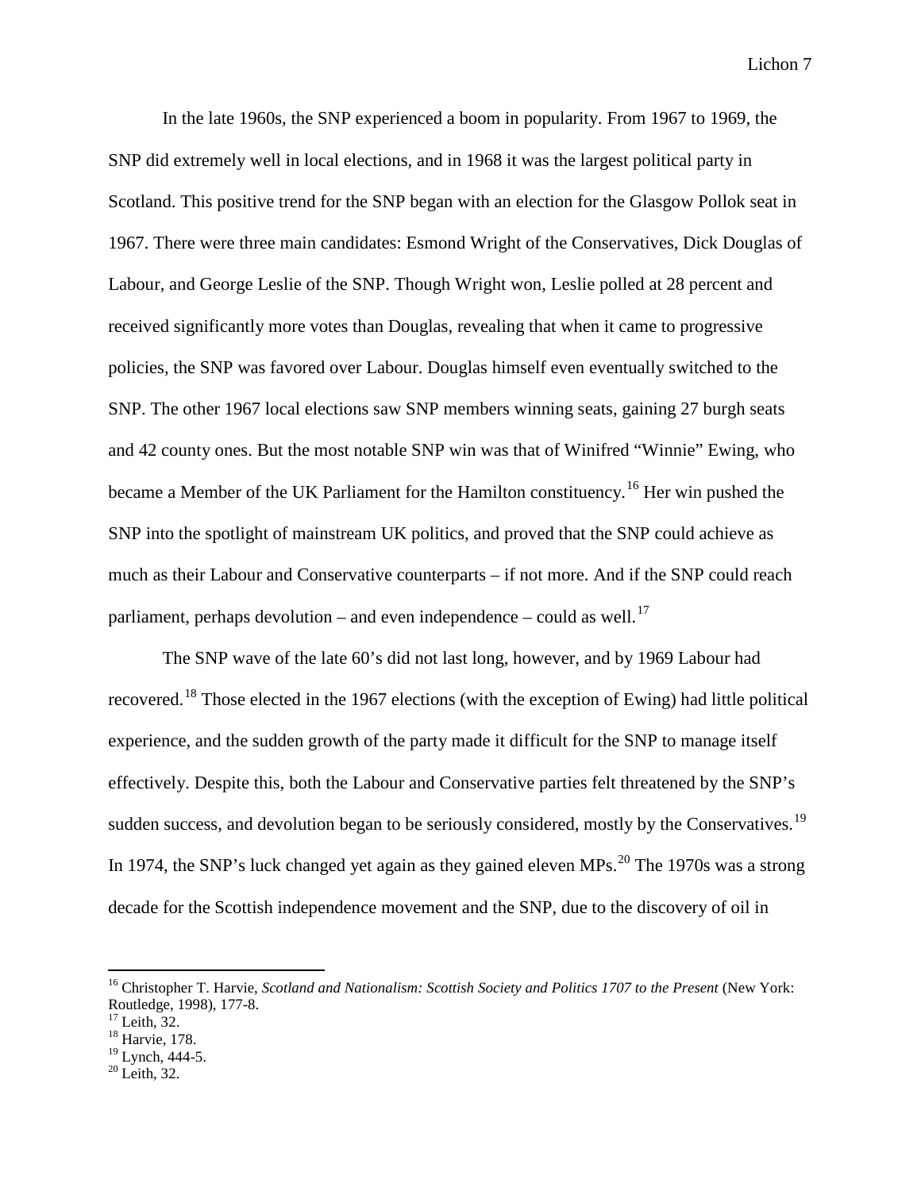In the late 1960s, the SNP experienced a boom in popularity. From 1967 to 1969, the SNP did extremely well in local elections, and in 1968 it was the largest political party in Scotland. This positive trend for the SNP began with an election for the Glasgow Pollok seat in 1967. There were three main candidates: Esmond Wright of the Conservatives, Dick Douglas of Labour, and George Leslie of the SNP. Though Wright won, Leslie polled at 28 percent and received significantly more votes than Douglas, revealing that when it came to progressive policies, the SNP was favored over Labour. Douglas himself even eventually switched to the SNP. The other 1967 local elections saw SNP members winning seats, gaining 27 burgh seats and 42 county ones. But the most notable SNP win was that of Winifred "Winnie" Ewing, who became a Member of the UK Parliament for the Hamilton constituency.[16] Her win pushed the SNP into the spotlight of mainstream UK politics, and proved that the SNP could achieve as much as their Labour and Conservative counterparts – if not more. And if the SNP could reach parliament, perhaps devolution – and even independence – could as well.[17]

The SNP wave of the late 60's did not last long, however, and by 1969 Labour had recovered.[18] Those elected in the 1967 elections (with the exception of Ewing) had little political experience, and the sudden growth of the party made it difficult for the SNP to manage itself effectively. Despite this, both the Labour and Conservative parties felt threatened by the SNP's sudden success, and devolution began to be seriously considered, mostly by the Conservatives.[19] In 1974, the SNP's luck changed yet again as they gained eleven MPs.[20] The 1970s was a strong decade for the Scottish independence movement and the SNP, due to the discovery of oil in

---

[16] Christopher T. Harvie, *Scotland and Nationalism: Scottish Society and Politics 1707 to the Present* (New York: Routledge, 1998), 177-8.

[17] Leith, 32.

[18] Harvie, 178.

[19] Lynch, 444-5.

[20] Leith, 32.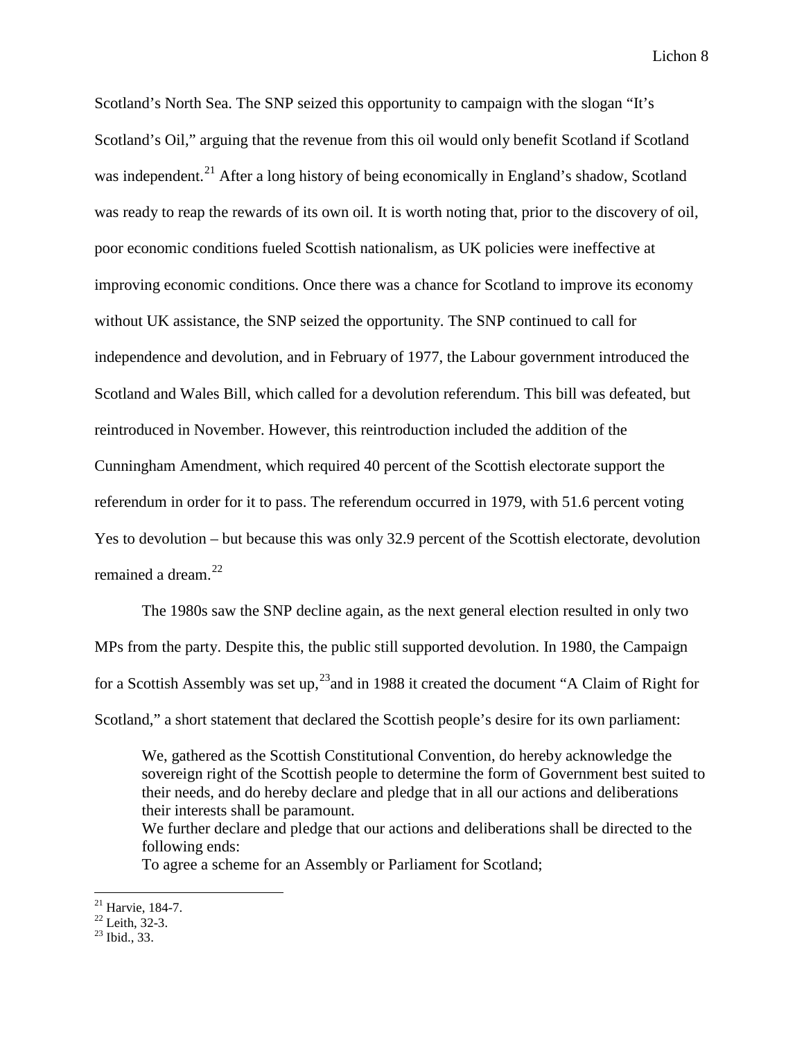Scotland's North Sea. The SNP seized this opportunity to campaign with the slogan "It's Scotland's Oil," arguing that the revenue from this oil would only benefit Scotland if Scotland was independent.[21] After a long history of being economically in England's shadow, Scotland was ready to reap the rewards of its own oil. It is worth noting that, prior to the discovery of oil, poor economic conditions fueled Scottish nationalism, as UK policies were ineffective at improving economic conditions. Once there was a chance for Scotland to improve its economy without UK assistance, the SNP seized the opportunity. The SNP continued to call for independence and devolution, and in February of 1977, the Labour government introduced the Scotland and Wales Bill, which called for a devolution referendum. This bill was defeated, but reintroduced in November. However, this reintroduction included the addition of the Cunningham Amendment, which required 40 percent of the Scottish electorate support the referendum in order for it to pass. The referendum occurred in 1979, with 51.6 percent voting Yes to devolution – but because this was only 32.9 percent of the Scottish electorate, devolution remained a dream.[22]

The 1980s saw the SNP decline again, as the next general election resulted in only two MPs from the party. Despite this, the public still supported devolution. In 1980, the Campaign for a Scottish Assembly was set up,[23] and in 1988 it created the document "A Claim of Right for Scotland," a short statement that declared the Scottish people's desire for its own parliament:

> We, gathered as the Scottish Constitutional Convention, do hereby acknowledge the sovereign right of the Scottish people to determine the form of Government best suited to their needs, and do hereby declare and pledge that in all our actions and deliberations their interests shall be paramount.
> We further declare and pledge that our actions and deliberations shall be directed to the following ends:
> To agree a scheme for an Assembly or Parliament for Scotland;

[21] Harvie, 184-7.
[22] Leith, 32-3.
[23] Ibid., 33.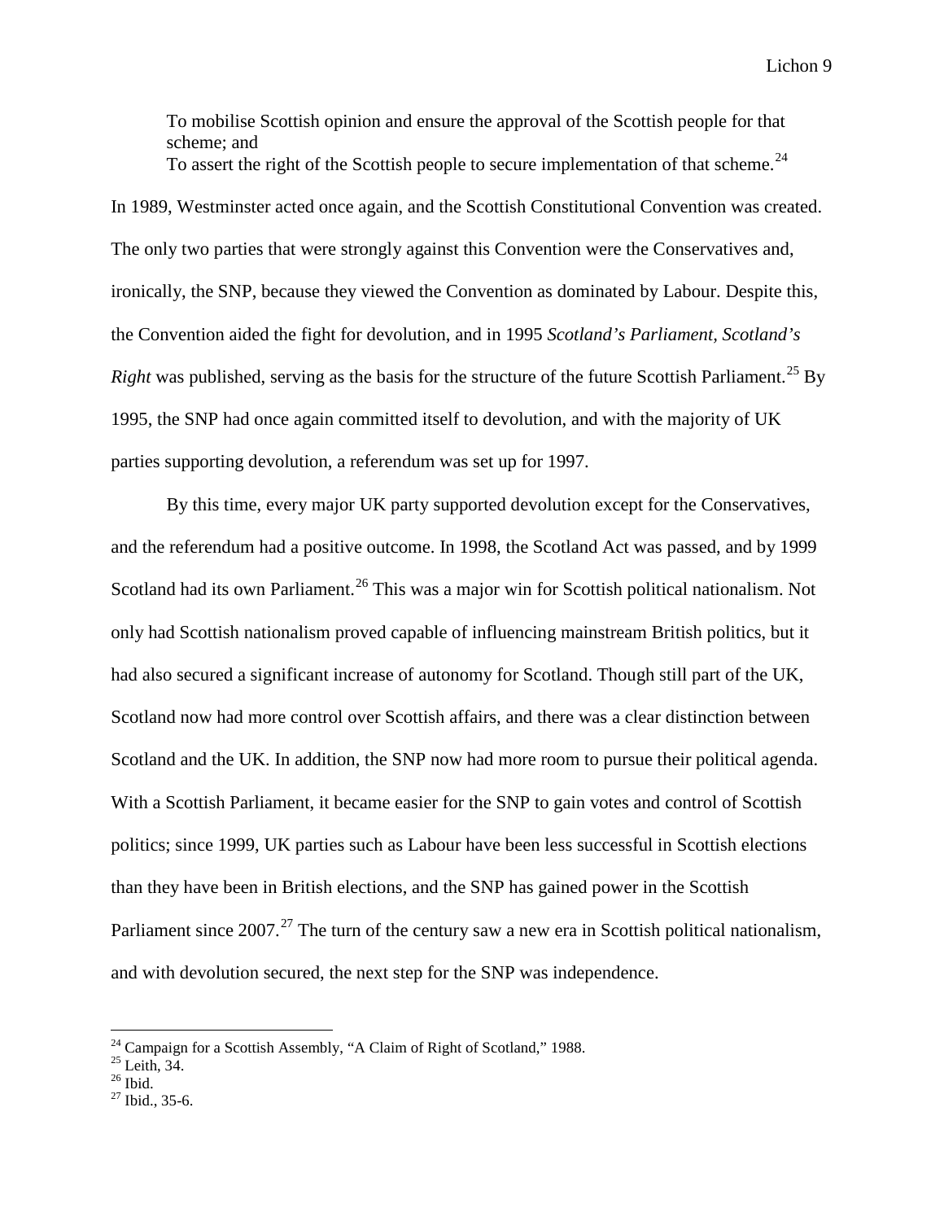> To mobilise Scottish opinion and ensure the approval of the Scottish people for that scheme; and
> To assert the right of the Scottish people to secure implementation of that scheme.[24]

In 1989, Westminster acted once again, and the Scottish Constitutional Convention was created. The only two parties that were strongly against this Convention were the Conservatives and, ironically, the SNP, because they viewed the Convention as dominated by Labour. Despite this, the Convention aided the fight for devolution, and in 1995 *Scotland's Parliament, Scotland's Right* was published, serving as the basis for the structure of the future Scottish Parliament.[25] By 1995, the SNP had once again committed itself to devolution, and with the majority of UK parties supporting devolution, a referendum was set up for 1997.

By this time, every major UK party supported devolution except for the Conservatives, and the referendum had a positive outcome. In 1998, the Scotland Act was passed, and by 1999 Scotland had its own Parliament.[26] This was a major win for Scottish political nationalism. Not only had Scottish nationalism proved capable of influencing mainstream British politics, but it had also secured a significant increase of autonomy for Scotland. Though still part of the UK, Scotland now had more control over Scottish affairs, and there was a clear distinction between Scotland and the UK. In addition, the SNP now had more room to pursue their political agenda. With a Scottish Parliament, it became easier for the SNP to gain votes and control of Scottish politics; since 1999, UK parties such as Labour have been less successful in Scottish elections than they have been in British elections, and the SNP has gained power in the Scottish Parliament since 2007.[27] The turn of the century saw a new era in Scottish political nationalism, and with devolution secured, the next step for the SNP was independence.

---

[24] Campaign for a Scottish Assembly, "A Claim of Right of Scotland," 1988.
[25] Leith, 34.
[26] Ibid.
[27] Ibid., 35-6.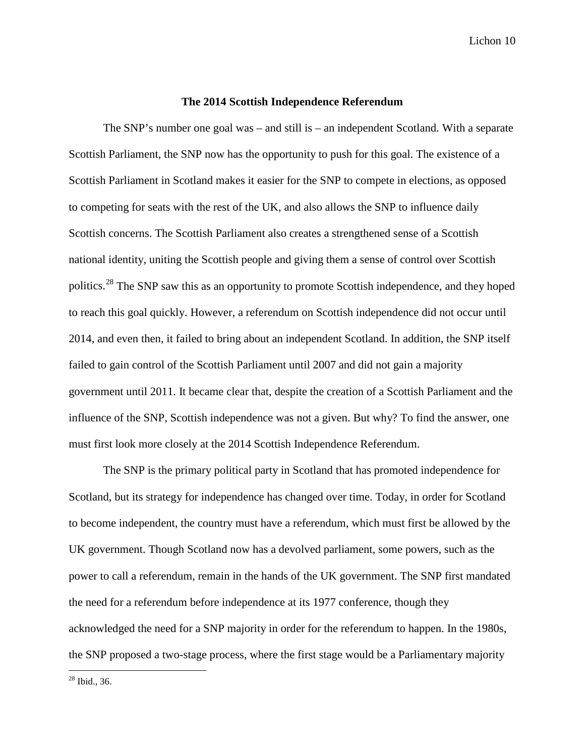## The 2014 Scottish Independence Referendum

The SNP's number one goal was – and still is – an independent Scotland. With a separate Scottish Parliament, the SNP now has the opportunity to push for this goal. The existence of a Scottish Parliament in Scotland makes it easier for the SNP to compete in elections, as opposed to competing for seats with the rest of the UK, and also allows the SNP to influence daily Scottish concerns. The Scottish Parliament also creates a strengthened sense of a Scottish national identity, uniting the Scottish people and giving them a sense of control over Scottish politics.[28] The SNP saw this as an opportunity to promote Scottish independence, and they hoped to reach this goal quickly. However, a referendum on Scottish independence did not occur until 2014, and even then, it failed to bring about an independent Scotland. In addition, the SNP itself failed to gain control of the Scottish Parliament until 2007 and did not gain a majority government until 2011. It became clear that, despite the creation of a Scottish Parliament and the influence of the SNP, Scottish independence was not a given. But why? To find the answer, one must first look more closely at the 2014 Scottish Independence Referendum.

The SNP is the primary political party in Scotland that has promoted independence for Scotland, but its strategy for independence has changed over time. Today, in order for Scotland to become independent, the country must have a referendum, which must first be allowed by the UK government. Though Scotland now has a devolved parliament, some powers, such as the power to call a referendum, remain in the hands of the UK government. The SNP first mandated the need for a referendum before independence at its 1977 conference, though they acknowledged the need for a SNP majority in order for the referendum to happen. In the 1980s, the SNP proposed a two-stage process, where the first stage would be a Parliamentary majority

[28] Ibid., 36.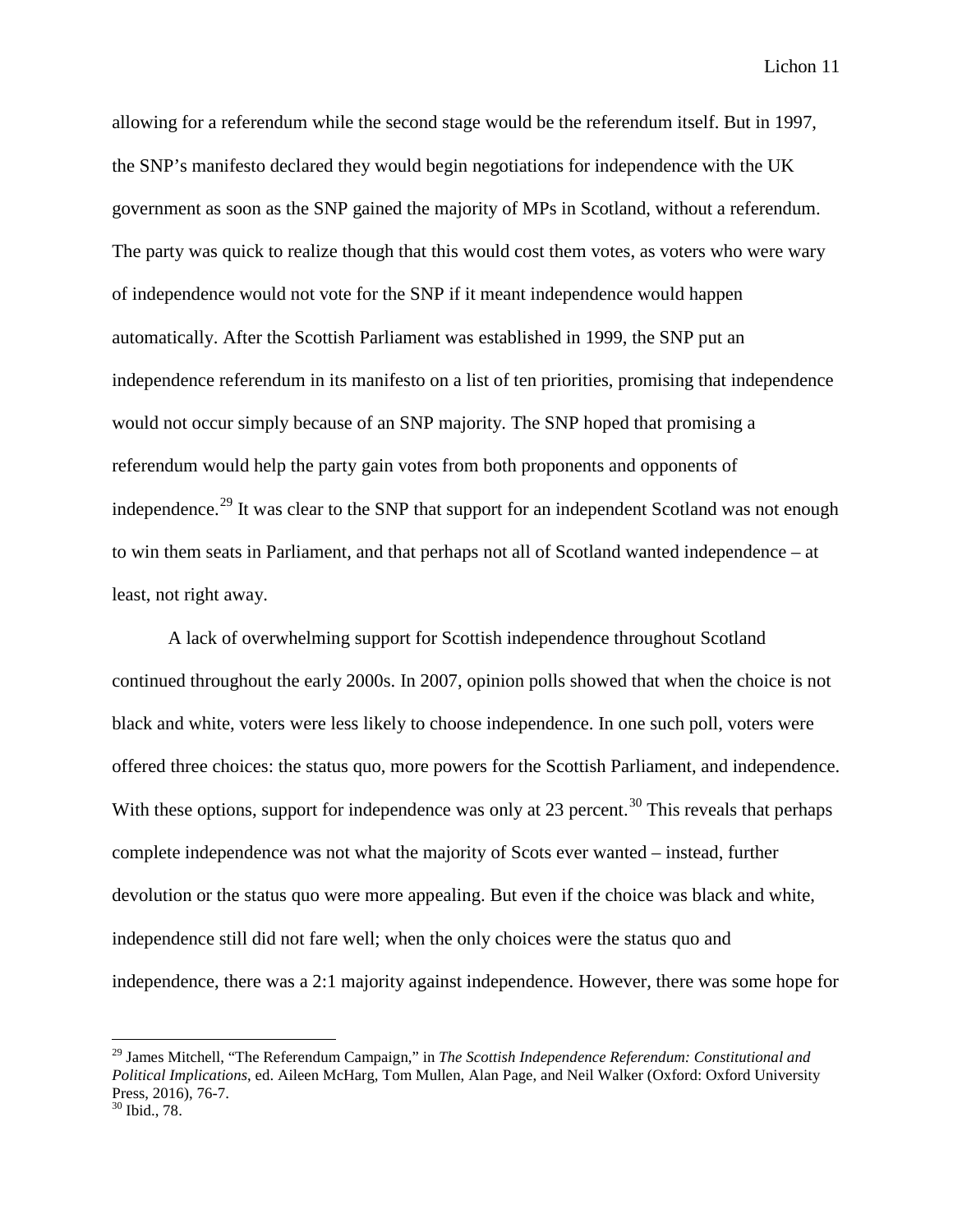allowing for a referendum while the second stage would be the referendum itself. But in 1997, the SNP's manifesto declared they would begin negotiations for independence with the UK government as soon as the SNP gained the majority of MPs in Scotland, without a referendum. The party was quick to realize though that this would cost them votes, as voters who were wary of independence would not vote for the SNP if it meant independence would happen automatically. After the Scottish Parliament was established in 1999, the SNP put an independence referendum in its manifesto on a list of ten priorities, promising that independence would not occur simply because of an SNP majority. The SNP hoped that promising a referendum would help the party gain votes from both proponents and opponents of independence.[29] It was clear to the SNP that support for an independent Scotland was not enough to win them seats in Parliament, and that perhaps not all of Scotland wanted independence – at least, not right away.

A lack of overwhelming support for Scottish independence throughout Scotland continued throughout the early 2000s. In 2007, opinion polls showed that when the choice is not black and white, voters were less likely to choose independence. In one such poll, voters were offered three choices: the status quo, more powers for the Scottish Parliament, and independence. With these options, support for independence was only at 23 percent.[30] This reveals that perhaps complete independence was not what the majority of Scots ever wanted – instead, further devolution or the status quo were more appealing. But even if the choice was black and white, independence still did not fare well; when the only choices were the status quo and independence, there was a 2:1 majority against independence. However, there was some hope for

---

[29] James Mitchell, "The Referendum Campaign," in *The Scottish Independence Referendum: Constitutional and Political Implications*, ed. Aileen McHarg, Tom Mullen, Alan Page, and Neil Walker (Oxford: Oxford University Press, 2016), 76-7.

[30] Ibid., 78.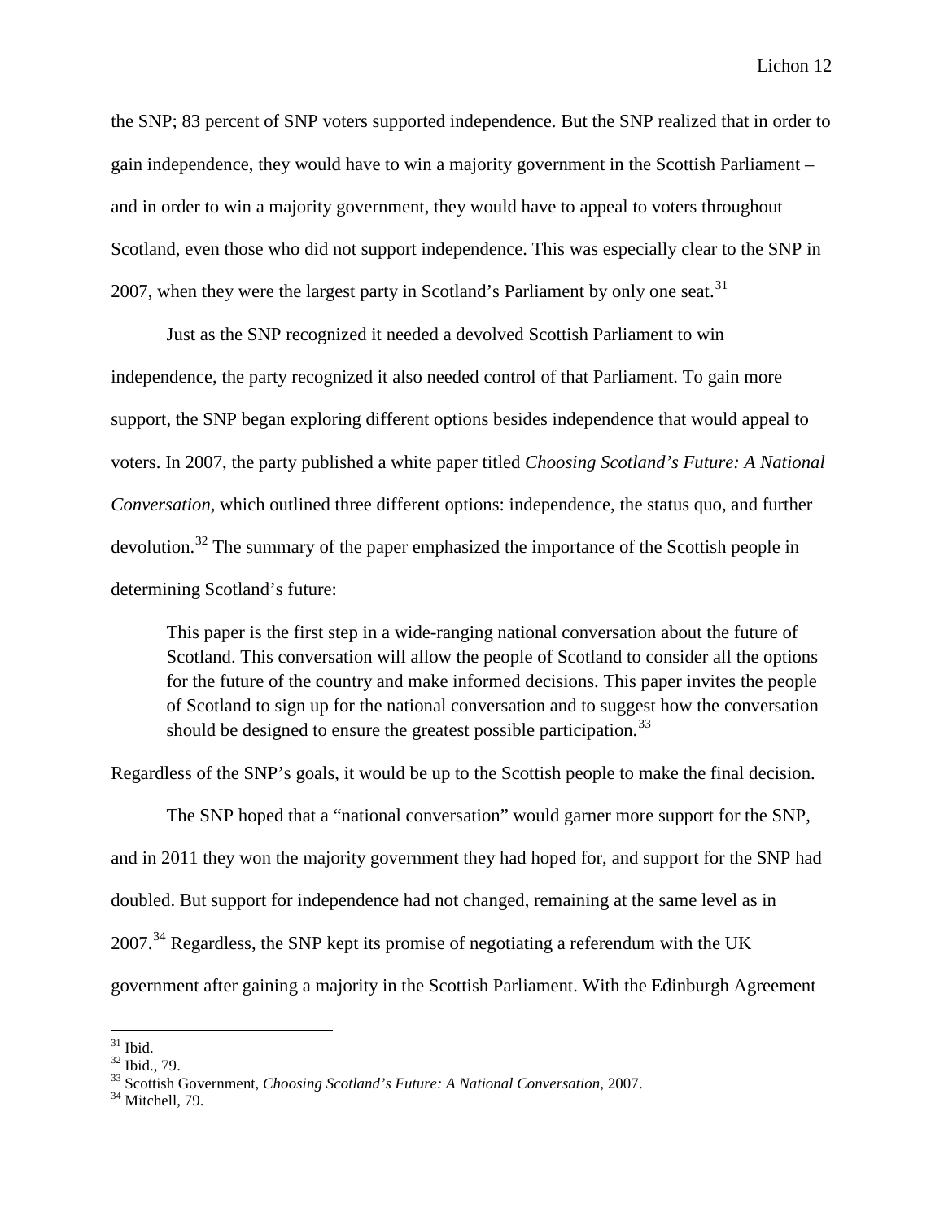the SNP; 83 percent of SNP voters supported independence. But the SNP realized that in order to gain independence, they would have to win a majority government in the Scottish Parliament – and in order to win a majority government, they would have to appeal to voters throughout Scotland, even those who did not support independence. This was especially clear to the SNP in 2007, when they were the largest party in Scotland's Parliament by only one seat.[31]

Just as the SNP recognized it needed a devolved Scottish Parliament to win independence, the party recognized it also needed control of that Parliament. To gain more support, the SNP began exploring different options besides independence that would appeal to voters. In 2007, the party published a white paper titled *Choosing Scotland's Future: A National Conversation,* which outlined three different options: independence, the status quo, and further devolution.[32] The summary of the paper emphasized the importance of the Scottish people in determining Scotland's future:

> This paper is the first step in a wide-ranging national conversation about the future of Scotland. This conversation will allow the people of Scotland to consider all the options for the future of the country and make informed decisions. This paper invites the people of Scotland to sign up for the national conversation and to suggest how the conversation should be designed to ensure the greatest possible participation.[33]

Regardless of the SNP's goals, it would be up to the Scottish people to make the final decision.

The SNP hoped that a "national conversation" would garner more support for the SNP, and in 2011 they won the majority government they had hoped for, and support for the SNP had doubled. But support for independence had not changed, remaining at the same level as in 2007.[34] Regardless, the SNP kept its promise of negotiating a referendum with the UK government after gaining a majority in the Scottish Parliament. With the Edinburgh Agreement

---

[31] Ibid.
[32] Ibid., 79.
[33] Scottish Government, *Choosing Scotland's Future: A National Conversation*, 2007.
[34] Mitchell, 79.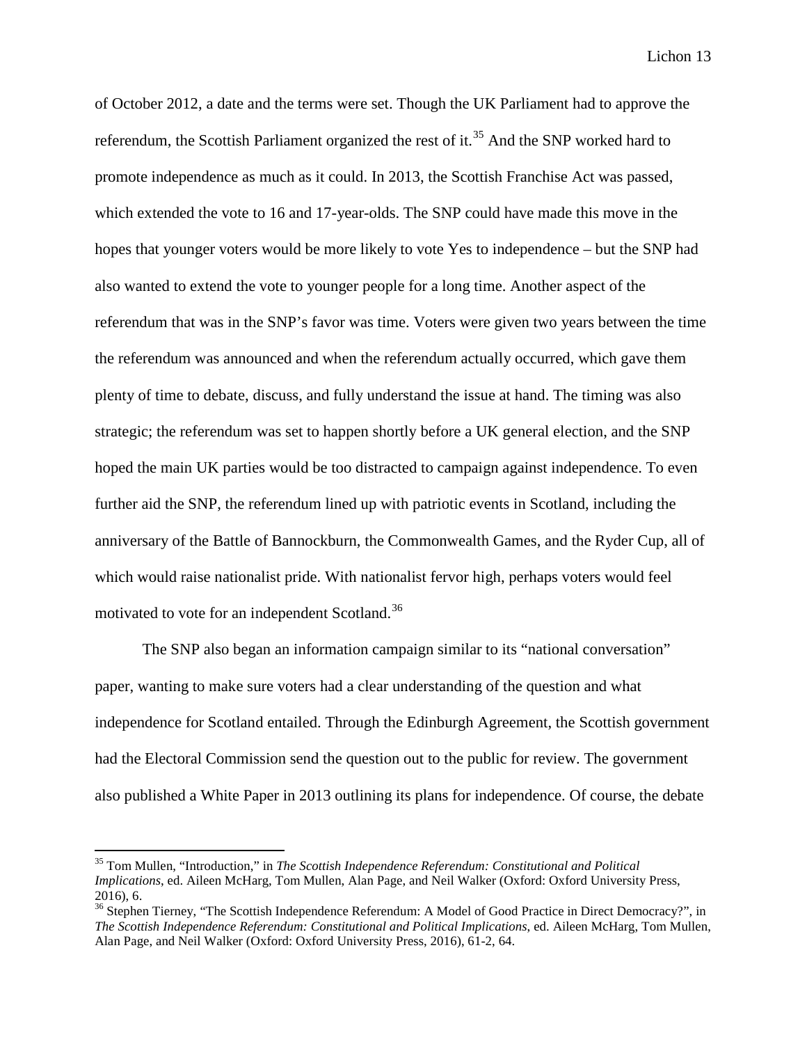of October 2012, a date and the terms were set. Though the UK Parliament had to approve the referendum, the Scottish Parliament organized the rest of it.[35] And the SNP worked hard to promote independence as much as it could. In 2013, the Scottish Franchise Act was passed, which extended the vote to 16 and 17-year-olds. The SNP could have made this move in the hopes that younger voters would be more likely to vote Yes to independence – but the SNP had also wanted to extend the vote to younger people for a long time. Another aspect of the referendum that was in the SNP's favor was time. Voters were given two years between the time the referendum was announced and when the referendum actually occurred, which gave them plenty of time to debate, discuss, and fully understand the issue at hand. The timing was also strategic; the referendum was set to happen shortly before a UK general election, and the SNP hoped the main UK parties would be too distracted to campaign against independence. To even further aid the SNP, the referendum lined up with patriotic events in Scotland, including the anniversary of the Battle of Bannockburn, the Commonwealth Games, and the Ryder Cup, all of which would raise nationalist pride. With nationalist fervor high, perhaps voters would feel motivated to vote for an independent Scotland.[36]

The SNP also began an information campaign similar to its "national conversation" paper, wanting to make sure voters had a clear understanding of the question and what independence for Scotland entailed. Through the Edinburgh Agreement, the Scottish government had the Electoral Commission send the question out to the public for review. The government also published a White Paper in 2013 outlining its plans for independence. Of course, the debate

---

[35] Tom Mullen, "Introduction," in *The Scottish Independence Referendum: Constitutional and Political Implications*, ed. Aileen McHarg, Tom Mullen, Alan Page, and Neil Walker (Oxford: Oxford University Press, 2016), 6.

[36] Stephen Tierney, "The Scottish Independence Referendum: A Model of Good Practice in Direct Democracy?", in *The Scottish Independence Referendum: Constitutional and Political Implications*, ed. Aileen McHarg, Tom Mullen, Alan Page, and Neil Walker (Oxford: Oxford University Press, 2016), 61-2, 64.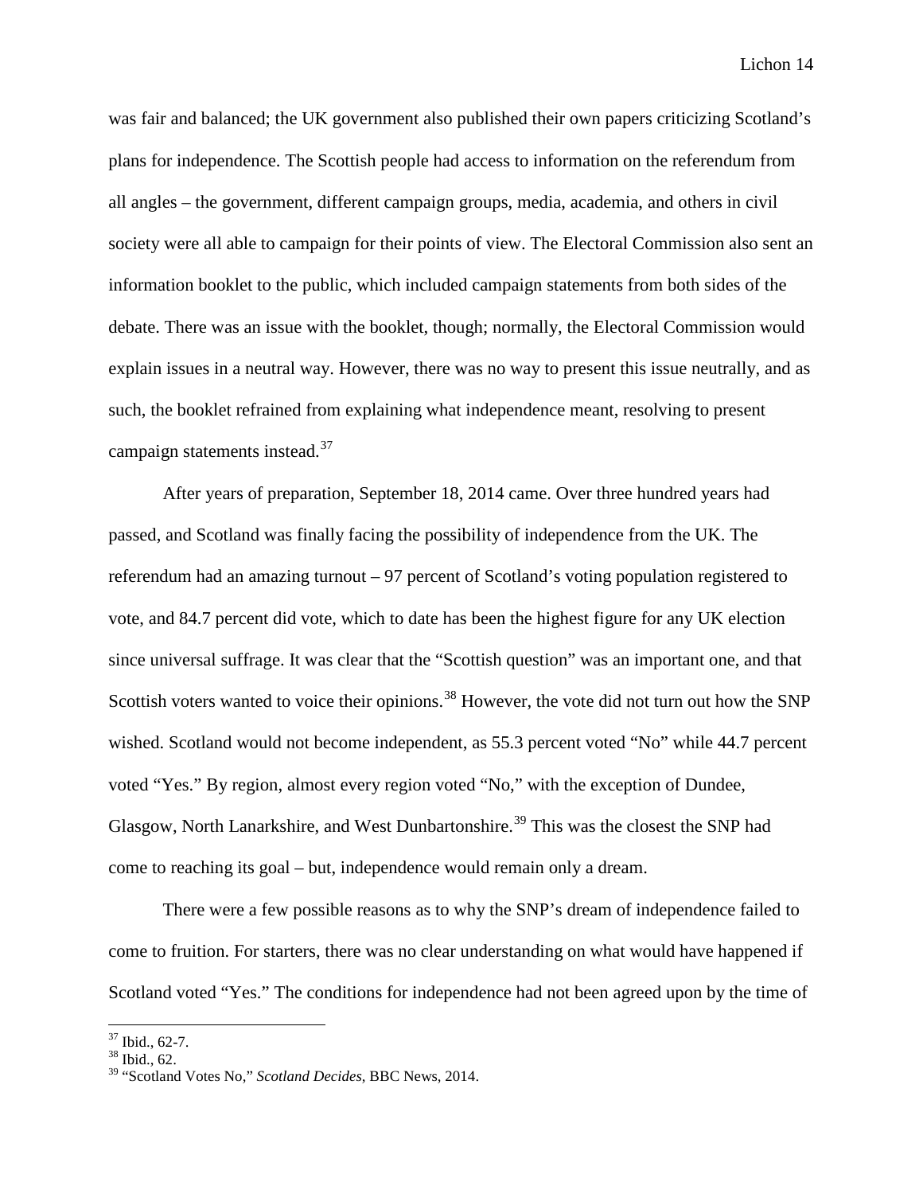was fair and balanced; the UK government also published their own papers criticizing Scotland's plans for independence. The Scottish people had access to information on the referendum from all angles – the government, different campaign groups, media, academia, and others in civil society were all able to campaign for their points of view. The Electoral Commission also sent an information booklet to the public, which included campaign statements from both sides of the debate. There was an issue with the booklet, though; normally, the Electoral Commission would explain issues in a neutral way. However, there was no way to present this issue neutrally, and as such, the booklet refrained from explaining what independence meant, resolving to present campaign statements instead.[37]

After years of preparation, September 18, 2014 came. Over three hundred years had passed, and Scotland was finally facing the possibility of independence from the UK. The referendum had an amazing turnout – 97 percent of Scotland's voting population registered to vote, and 84.7 percent did vote, which to date has been the highest figure for any UK election since universal suffrage. It was clear that the "Scottish question" was an important one, and that Scottish voters wanted to voice their opinions.[38] However, the vote did not turn out how the SNP wished. Scotland would not become independent, as 55.3 percent voted "No" while 44.7 percent voted "Yes." By region, almost every region voted "No," with the exception of Dundee, Glasgow, North Lanarkshire, and West Dunbartonshire.[39] This was the closest the SNP had come to reaching its goal – but, independence would remain only a dream.

There were a few possible reasons as to why the SNP's dream of independence failed to come to fruition. For starters, there was no clear understanding on what would have happened if Scotland voted "Yes." The conditions for independence had not been agreed upon by the time of

---

[37] Ibid., 62-7.

[38] Ibid., 62.

[39] "Scotland Votes No," *Scotland Decides*, BBC News, 2014.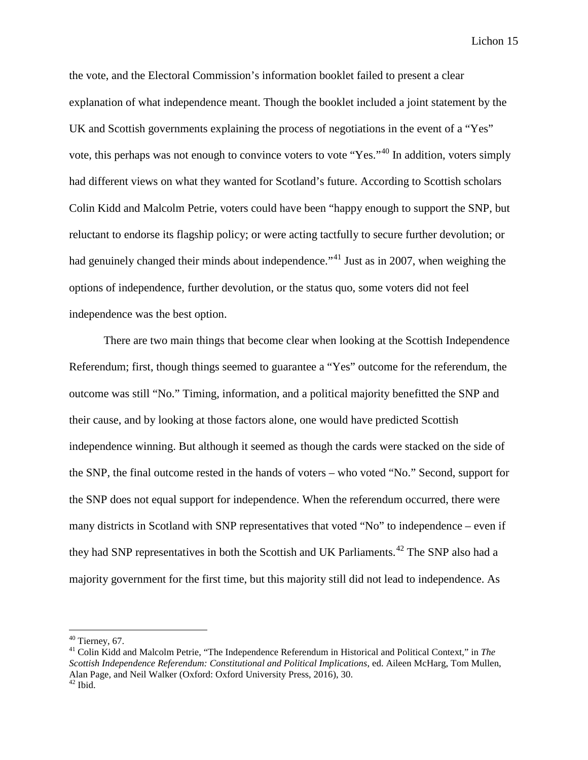the vote, and the Electoral Commission's information booklet failed to present a clear explanation of what independence meant. Though the booklet included a joint statement by the UK and Scottish governments explaining the process of negotiations in the event of a "Yes" vote, this perhaps was not enough to convince voters to vote "Yes."[40] In addition, voters simply had different views on what they wanted for Scotland's future. According to Scottish scholars Colin Kidd and Malcolm Petrie, voters could have been "happy enough to support the SNP, but reluctant to endorse its flagship policy; or were acting tactfully to secure further devolution; or had genuinely changed their minds about independence."[41] Just as in 2007, when weighing the options of independence, further devolution, or the status quo, some voters did not feel independence was the best option.

There are two main things that become clear when looking at the Scottish Independence Referendum; first, though things seemed to guarantee a "Yes" outcome for the referendum, the outcome was still "No." Timing, information, and a political majority benefitted the SNP and their cause, and by looking at those factors alone, one would have predicted Scottish independence winning. But although it seemed as though the cards were stacked on the side of the SNP, the final outcome rested in the hands of voters – who voted "No." Second, support for the SNP does not equal support for independence. When the referendum occurred, there were many districts in Scotland with SNP representatives that voted "No" to independence – even if they had SNP representatives in both the Scottish and UK Parliaments.[42] The SNP also had a majority government for the first time, but this majority still did not lead to independence. As

---

[40] Tierney, 67.

[41] Colin Kidd and Malcolm Petrie, "The Independence Referendum in Historical and Political Context," in *The Scottish Independence Referendum: Constitutional and Political Implications*, ed. Aileen McHarg, Tom Mullen, Alan Page, and Neil Walker (Oxford: Oxford University Press, 2016), 30.

[42] Ibid.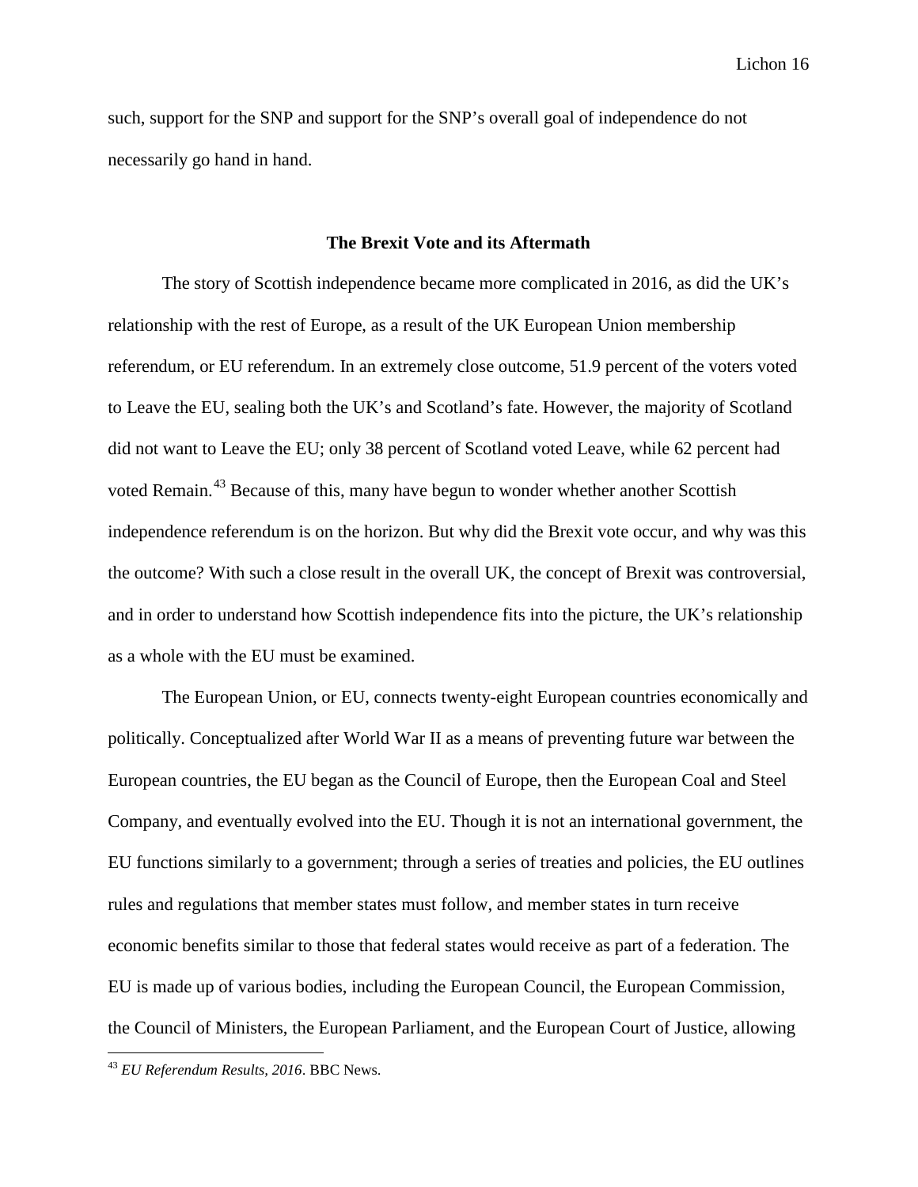such, support for the SNP and support for the SNP's overall goal of independence do not necessarily go hand in hand.

## The Brexit Vote and its Aftermath

The story of Scottish independence became more complicated in 2016, as did the UK's relationship with the rest of Europe, as a result of the UK European Union membership referendum, or EU referendum. In an extremely close outcome, 51.9 percent of the voters voted to Leave the EU, sealing both the UK's and Scotland's fate. However, the majority of Scotland did not want to Leave the EU; only 38 percent of Scotland voted Leave, while 62 percent had voted Remain.[43] Because of this, many have begun to wonder whether another Scottish independence referendum is on the horizon. But why did the Brexit vote occur, and why was this the outcome? With such a close result in the overall UK, the concept of Brexit was controversial, and in order to understand how Scottish independence fits into the picture, the UK's relationship as a whole with the EU must be examined.

The European Union, or EU, connects twenty-eight European countries economically and politically. Conceptualized after World War II as a means of preventing future war between the European countries, the EU began as the Council of Europe, then the European Coal and Steel Company, and eventually evolved into the EU. Though it is not an international government, the EU functions similarly to a government; through a series of treaties and policies, the EU outlines rules and regulations that member states must follow, and member states in turn receive economic benefits similar to those that federal states would receive as part of a federation. The EU is made up of various bodies, including the European Council, the European Commission, the Council of Ministers, the European Parliament, and the European Court of Justice, allowing

[43] *EU Referendum Results, 2016*. BBC News.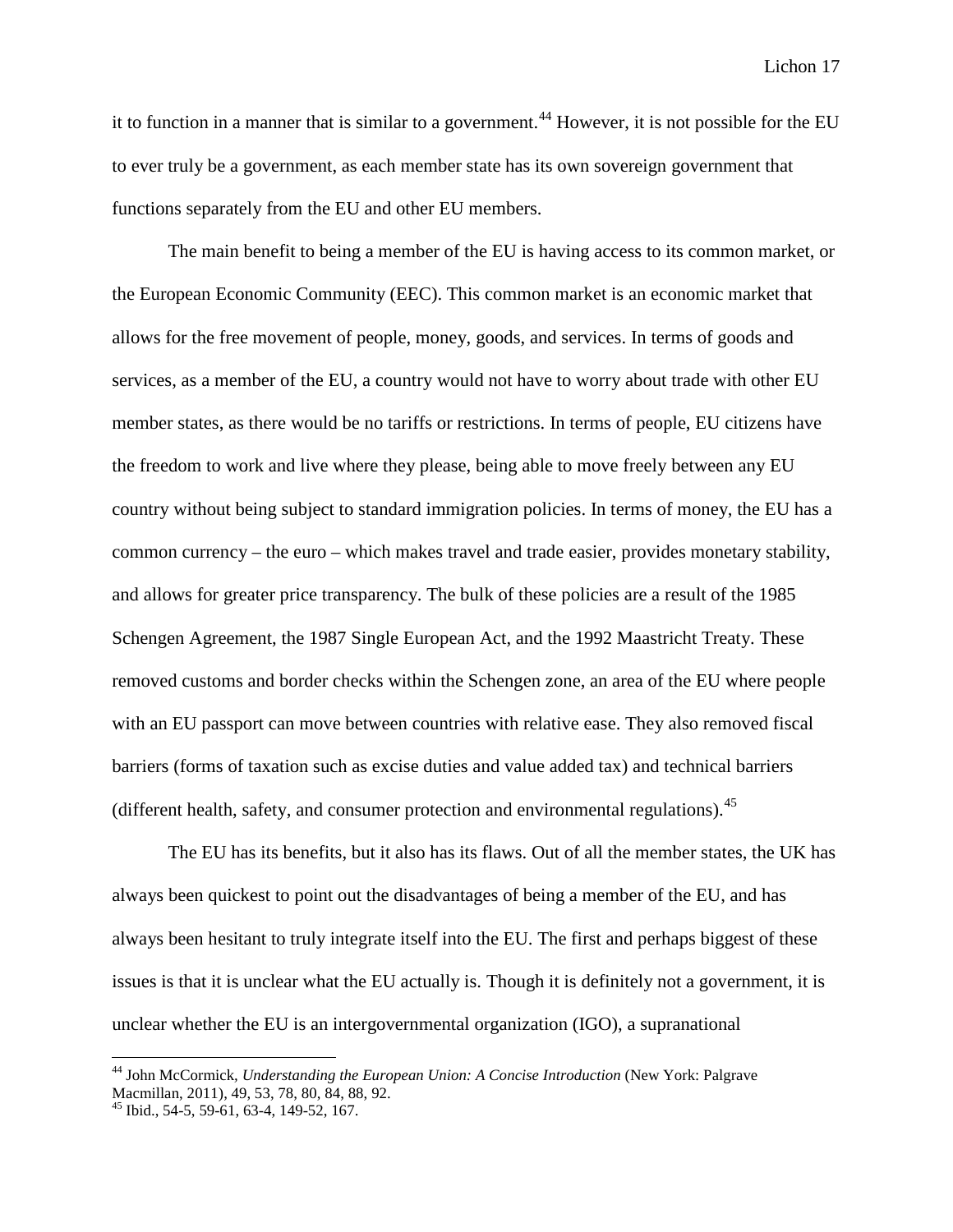it to function in a manner that is similar to a government.[44] However, it is not possible for the EU to ever truly be a government, as each member state has its own sovereign government that functions separately from the EU and other EU members.

The main benefit to being a member of the EU is having access to its common market, or the European Economic Community (EEC). This common market is an economic market that allows for the free movement of people, money, goods, and services. In terms of goods and services, as a member of the EU, a country would not have to worry about trade with other EU member states, as there would be no tariffs or restrictions. In terms of people, EU citizens have the freedom to work and live where they please, being able to move freely between any EU country without being subject to standard immigration policies. In terms of money, the EU has a common currency – the euro – which makes travel and trade easier, provides monetary stability, and allows for greater price transparency. The bulk of these policies are a result of the 1985 Schengen Agreement, the 1987 Single European Act, and the 1992 Maastricht Treaty. These removed customs and border checks within the Schengen zone, an area of the EU where people with an EU passport can move between countries with relative ease. They also removed fiscal barriers (forms of taxation such as excise duties and value added tax) and technical barriers (different health, safety, and consumer protection and environmental regulations).[45]

The EU has its benefits, but it also has its flaws. Out of all the member states, the UK has always been quickest to point out the disadvantages of being a member of the EU, and has always been hesitant to truly integrate itself into the EU. The first and perhaps biggest of these issues is that it is unclear what the EU actually is. Though it is definitely not a government, it is unclear whether the EU is an intergovernmental organization (IGO), a supranational

---

[44] John McCormick, *Understanding the European Union: A Concise Introduction* (New York: Palgrave Macmillan, 2011), 49, 53, 78, 80, 84, 88, 92.

[45] Ibid., 54-5, 59-61, 63-4, 149-52, 167.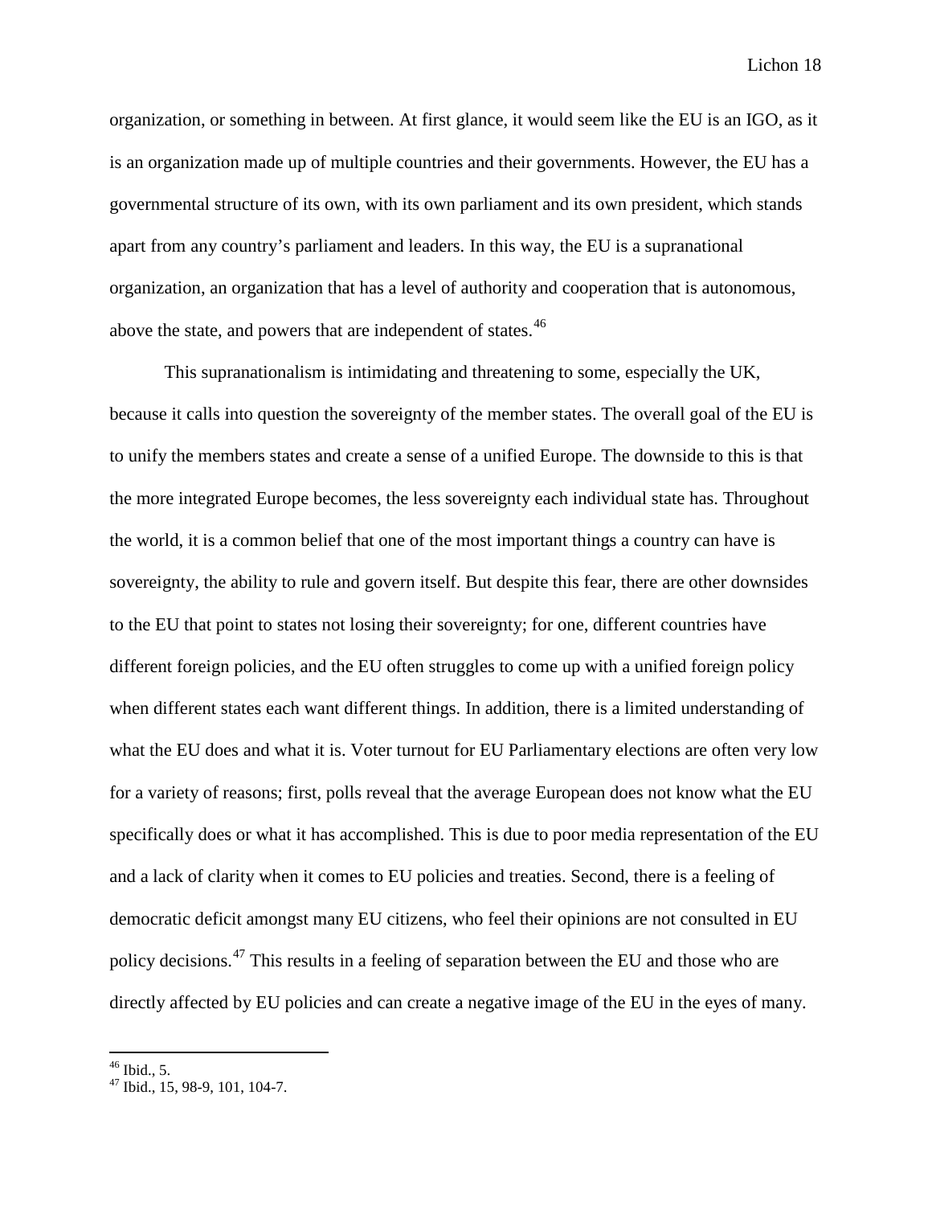organization, or something in between. At first glance, it would seem like the EU is an IGO, as it is an organization made up of multiple countries and their governments. However, the EU has a governmental structure of its own, with its own parliament and its own president, which stands apart from any country's parliament and leaders. In this way, the EU is a supranational organization, an organization that has a level of authority and cooperation that is autonomous, above the state, and powers that are independent of states.[46]

This supranationalism is intimidating and threatening to some, especially the UK, because it calls into question the sovereignty of the member states. The overall goal of the EU is to unify the members states and create a sense of a unified Europe. The downside to this is that the more integrated Europe becomes, the less sovereignty each individual state has. Throughout the world, it is a common belief that one of the most important things a country can have is sovereignty, the ability to rule and govern itself. But despite this fear, there are other downsides to the EU that point to states not losing their sovereignty; for one, different countries have different foreign policies, and the EU often struggles to come up with a unified foreign policy when different states each want different things. In addition, there is a limited understanding of what the EU does and what it is. Voter turnout for EU Parliamentary elections are often very low for a variety of reasons; first, polls reveal that the average European does not know what the EU specifically does or what it has accomplished. This is due to poor media representation of the EU and a lack of clarity when it comes to EU policies and treaties. Second, there is a feeling of democratic deficit amongst many EU citizens, who feel their opinions are not consulted in EU policy decisions.[47] This results in a feeling of separation between the EU and those who are directly affected by EU policies and can create a negative image of the EU in the eyes of many.

---

[46] Ibid., 5.

[47] Ibid., 15, 98-9, 101, 104-7.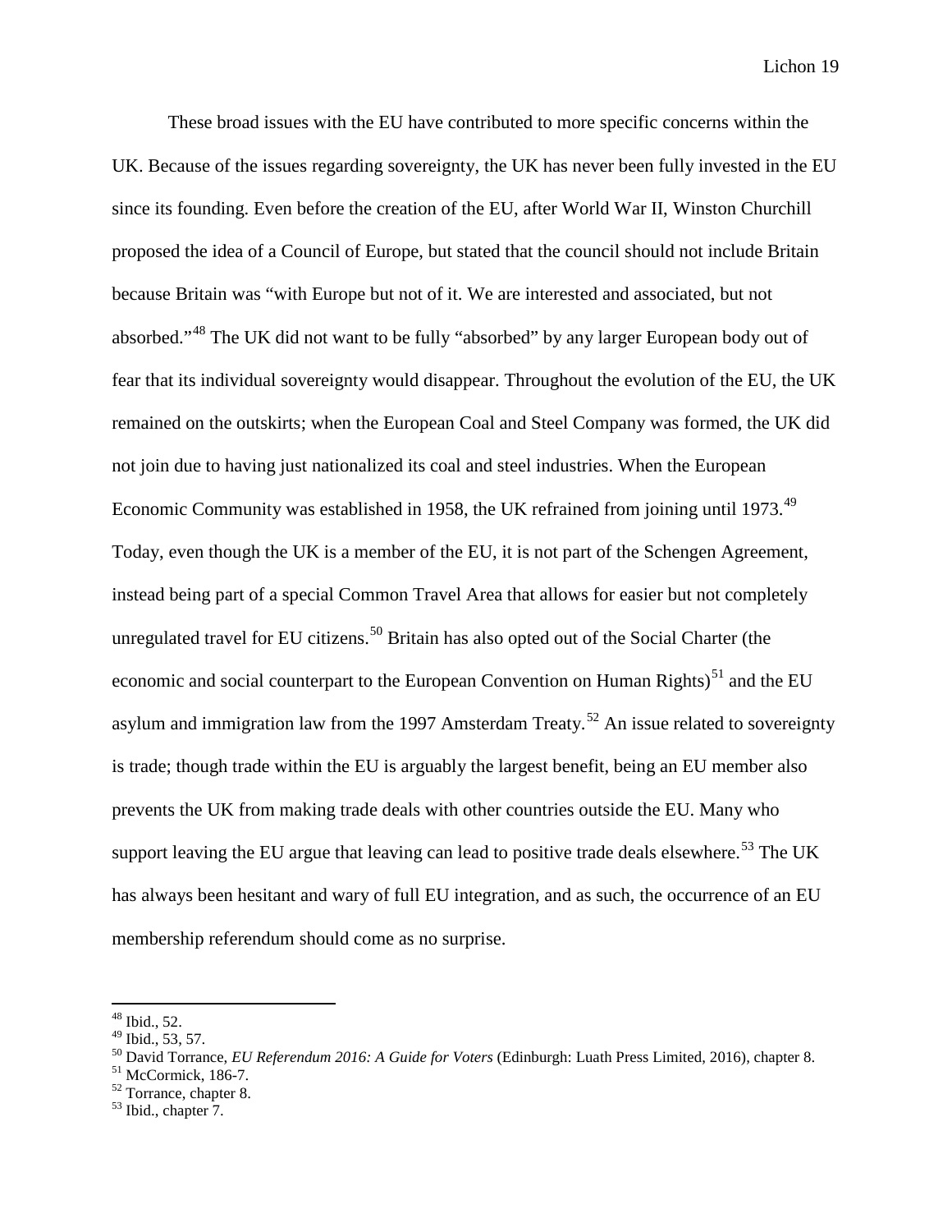These broad issues with the EU have contributed to more specific concerns within the UK. Because of the issues regarding sovereignty, the UK has never been fully invested in the EU since its founding. Even before the creation of the EU, after World War II, Winston Churchill proposed the idea of a Council of Europe, but stated that the council should not include Britain because Britain was "with Europe but not of it. We are interested and associated, but not absorbed."[48] The UK did not want to be fully "absorbed" by any larger European body out of fear that its individual sovereignty would disappear. Throughout the evolution of the EU, the UK remained on the outskirts; when the European Coal and Steel Company was formed, the UK did not join due to having just nationalized its coal and steel industries. When the European Economic Community was established in 1958, the UK refrained from joining until 1973.[49] Today, even though the UK is a member of the EU, it is not part of the Schengen Agreement, instead being part of a special Common Travel Area that allows for easier but not completely unregulated travel for EU citizens.[50] Britain has also opted out of the Social Charter (the economic and social counterpart to the European Convention on Human Rights)[51] and the EU asylum and immigration law from the 1997 Amsterdam Treaty.[52] An issue related to sovereignty is trade; though trade within the EU is arguably the largest benefit, being an EU member also prevents the UK from making trade deals with other countries outside the EU. Many who support leaving the EU argue that leaving can lead to positive trade deals elsewhere.[53] The UK has always been hesitant and wary of full EU integration, and as such, the occurrence of an EU membership referendum should come as no surprise.

---

[48] Ibid., 52.
[49] Ibid., 53, 57.
[50] David Torrance, *EU Referendum 2016: A Guide for Voters* (Edinburgh: Luath Press Limited, 2016), chapter 8.
[51] McCormick, 186-7.
[52] Torrance, chapter 8.
[53] Ibid., chapter 7.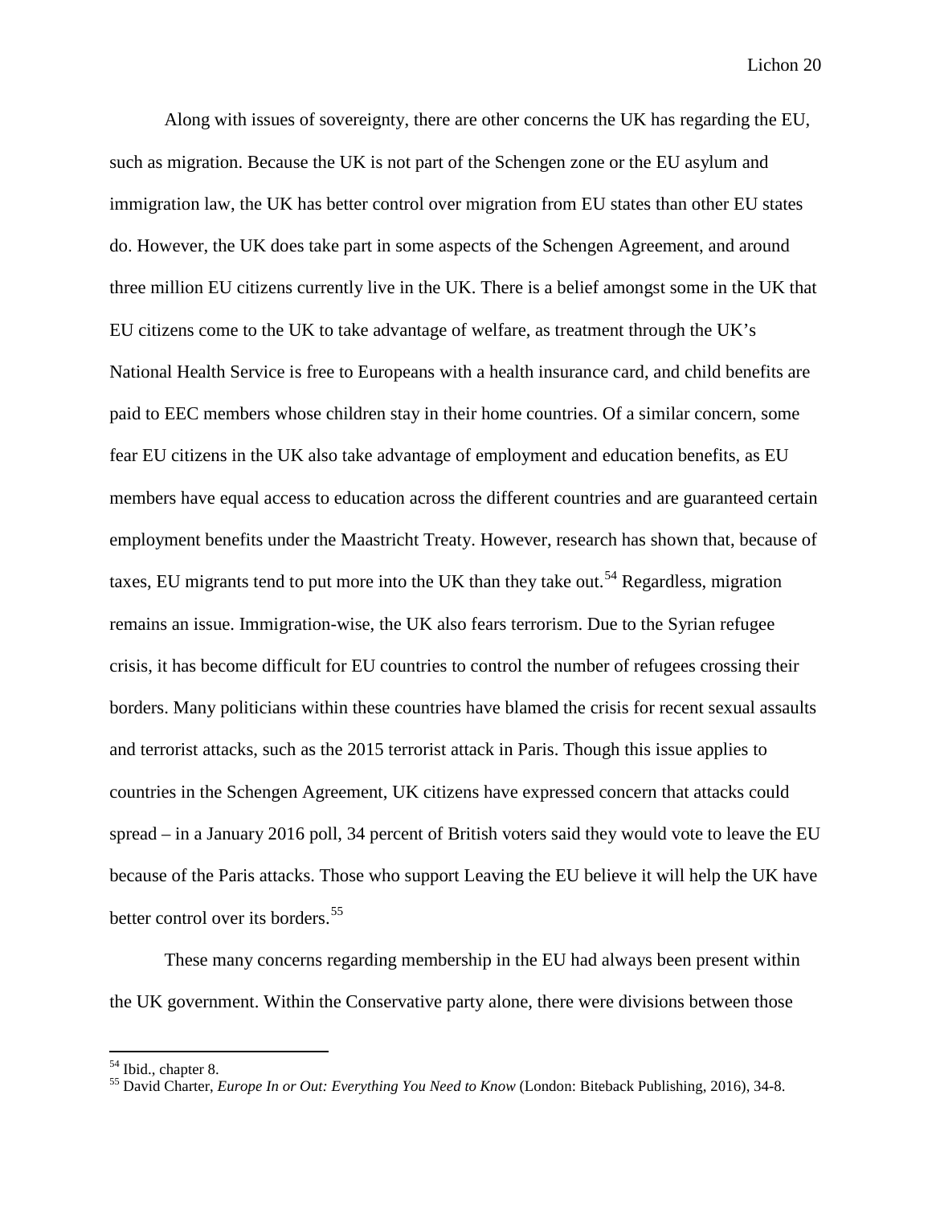Along with issues of sovereignty, there are other concerns the UK has regarding the EU, such as migration. Because the UK is not part of the Schengen zone or the EU asylum and immigration law, the UK has better control over migration from EU states than other EU states do. However, the UK does take part in some aspects of the Schengen Agreement, and around three million EU citizens currently live in the UK. There is a belief amongst some in the UK that EU citizens come to the UK to take advantage of welfare, as treatment through the UK's National Health Service is free to Europeans with a health insurance card, and child benefits are paid to EEC members whose children stay in their home countries. Of a similar concern, some fear EU citizens in the UK also take advantage of employment and education benefits, as EU members have equal access to education across the different countries and are guaranteed certain employment benefits under the Maastricht Treaty. However, research has shown that, because of taxes, EU migrants tend to put more into the UK than they take out.[54] Regardless, migration remains an issue. Immigration-wise, the UK also fears terrorism. Due to the Syrian refugee crisis, it has become difficult for EU countries to control the number of refugees crossing their borders. Many politicians within these countries have blamed the crisis for recent sexual assaults and terrorist attacks, such as the 2015 terrorist attack in Paris. Though this issue applies to countries in the Schengen Agreement, UK citizens have expressed concern that attacks could spread – in a January 2016 poll, 34 percent of British voters said they would vote to leave the EU because of the Paris attacks. Those who support Leaving the EU believe it will help the UK have better control over its borders.[55]

These many concerns regarding membership in the EU had always been present within the UK government. Within the Conservative party alone, there were divisions between those

---

[54] Ibid., chapter 8.

[55] David Charter, *Europe In or Out: Everything You Need to Know* (London: Biteback Publishing, 2016), 34-8.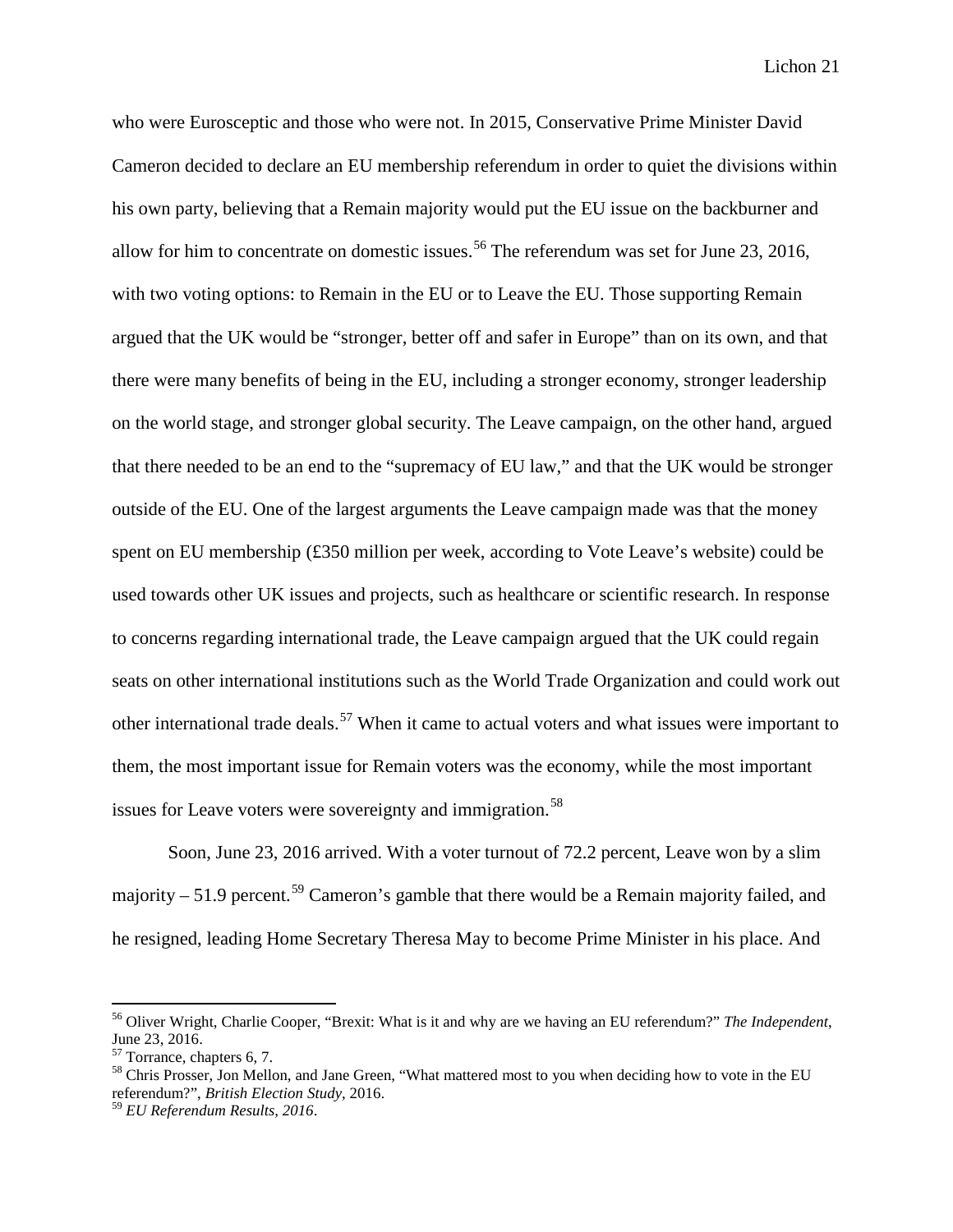who were Eurosceptic and those who were not. In 2015, Conservative Prime Minister David Cameron decided to declare an EU membership referendum in order to quiet the divisions within his own party, believing that a Remain majority would put the EU issue on the backburner and allow for him to concentrate on domestic issues.[56] The referendum was set for June 23, 2016, with two voting options: to Remain in the EU or to Leave the EU. Those supporting Remain argued that the UK would be "stronger, better off and safer in Europe" than on its own, and that there were many benefits of being in the EU, including a stronger economy, stronger leadership on the world stage, and stronger global security. The Leave campaign, on the other hand, argued that there needed to be an end to the "supremacy of EU law," and that the UK would be stronger outside of the EU. One of the largest arguments the Leave campaign made was that the money spent on EU membership (£350 million per week, according to Vote Leave's website) could be used towards other UK issues and projects, such as healthcare or scientific research. In response to concerns regarding international trade, the Leave campaign argued that the UK could regain seats on other international institutions such as the World Trade Organization and could work out other international trade deals.[57] When it came to actual voters and what issues were important to them, the most important issue for Remain voters was the economy, while the most important issues for Leave voters were sovereignty and immigration.[58]

Soon, June 23, 2016 arrived. With a voter turnout of 72.2 percent, Leave won by a slim majority – 51.9 percent.[59] Cameron's gamble that there would be a Remain majority failed, and he resigned, leading Home Secretary Theresa May to become Prime Minister in his place. And

---

[56] Oliver Wright, Charlie Cooper, "Brexit: What is it and why are we having an EU referendum?" *The Independent*, June 23, 2016.

[57] Torrance, chapters 6, 7.

[58] Chris Prosser, Jon Mellon, and Jane Green, "What mattered most to you when deciding how to vote in the EU referendum?", *British Election Study*, 2016.

[59] *EU Referendum Results, 2016*.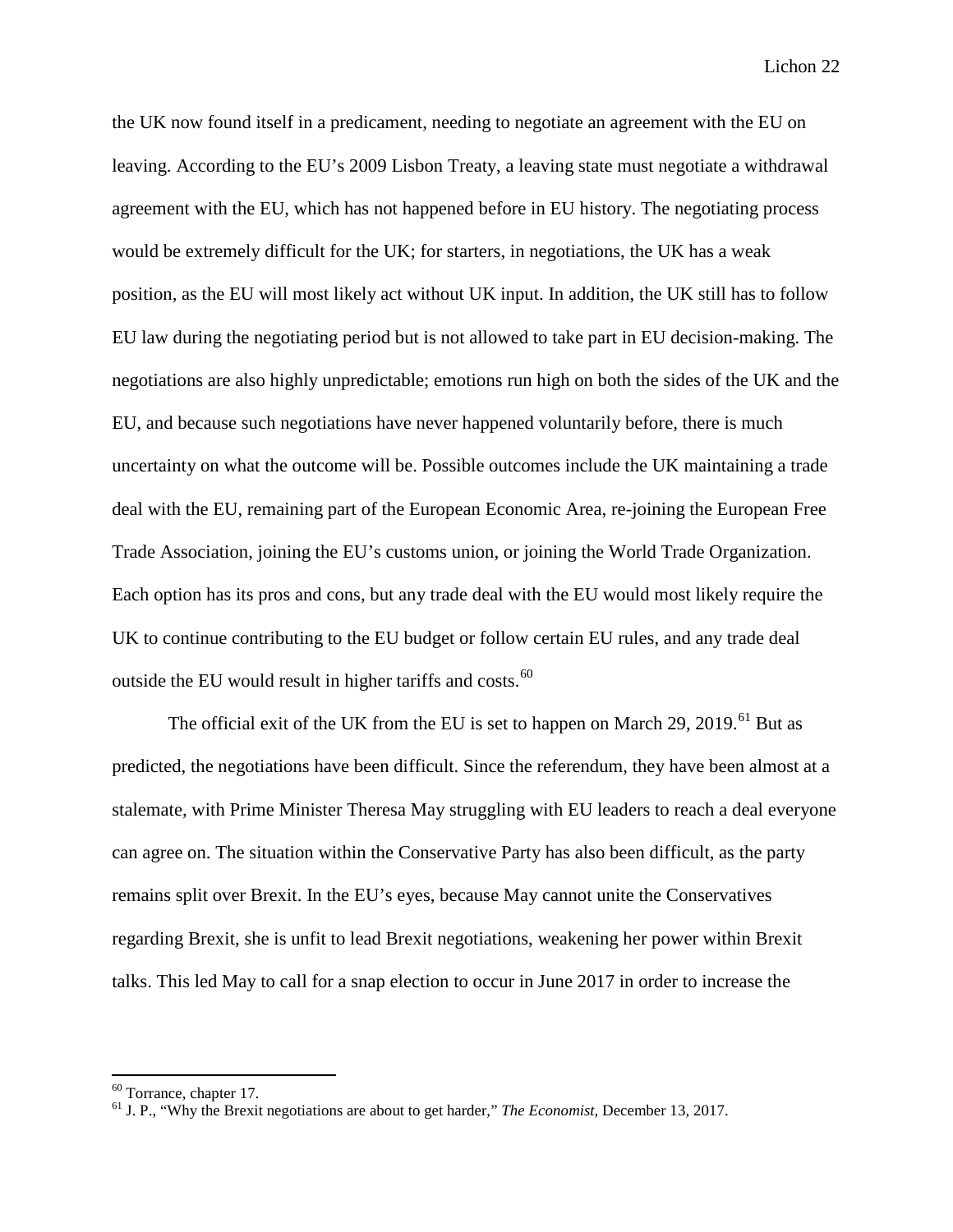the UK now found itself in a predicament, needing to negotiate an agreement with the EU on leaving. According to the EU's 2009 Lisbon Treaty, a leaving state must negotiate a withdrawal agreement with the EU, which has not happened before in EU history. The negotiating process would be extremely difficult for the UK; for starters, in negotiations, the UK has a weak position, as the EU will most likely act without UK input. In addition, the UK still has to follow EU law during the negotiating period but is not allowed to take part in EU decision-making. The negotiations are also highly unpredictable; emotions run high on both the sides of the UK and the EU, and because such negotiations have never happened voluntarily before, there is much uncertainty on what the outcome will be. Possible outcomes include the UK maintaining a trade deal with the EU, remaining part of the European Economic Area, re-joining the European Free Trade Association, joining the EU's customs union, or joining the World Trade Organization. Each option has its pros and cons, but any trade deal with the EU would most likely require the UK to continue contributing to the EU budget or follow certain EU rules, and any trade deal outside the EU would result in higher tariffs and costs.[60]

The official exit of the UK from the EU is set to happen on March 29, 2019.[61] But as predicted, the negotiations have been difficult. Since the referendum, they have been almost at a stalemate, with Prime Minister Theresa May struggling with EU leaders to reach a deal everyone can agree on. The situation within the Conservative Party has also been difficult, as the party remains split over Brexit. In the EU's eyes, because May cannot unite the Conservatives regarding Brexit, she is unfit to lead Brexit negotiations, weakening her power within Brexit talks. This led May to call for a snap election to occur in June 2017 in order to increase the

---

[60] Torrance, chapter 17.

[61] J. P., "Why the Brexit negotiations are about to get harder," *The Economist*, December 13, 2017.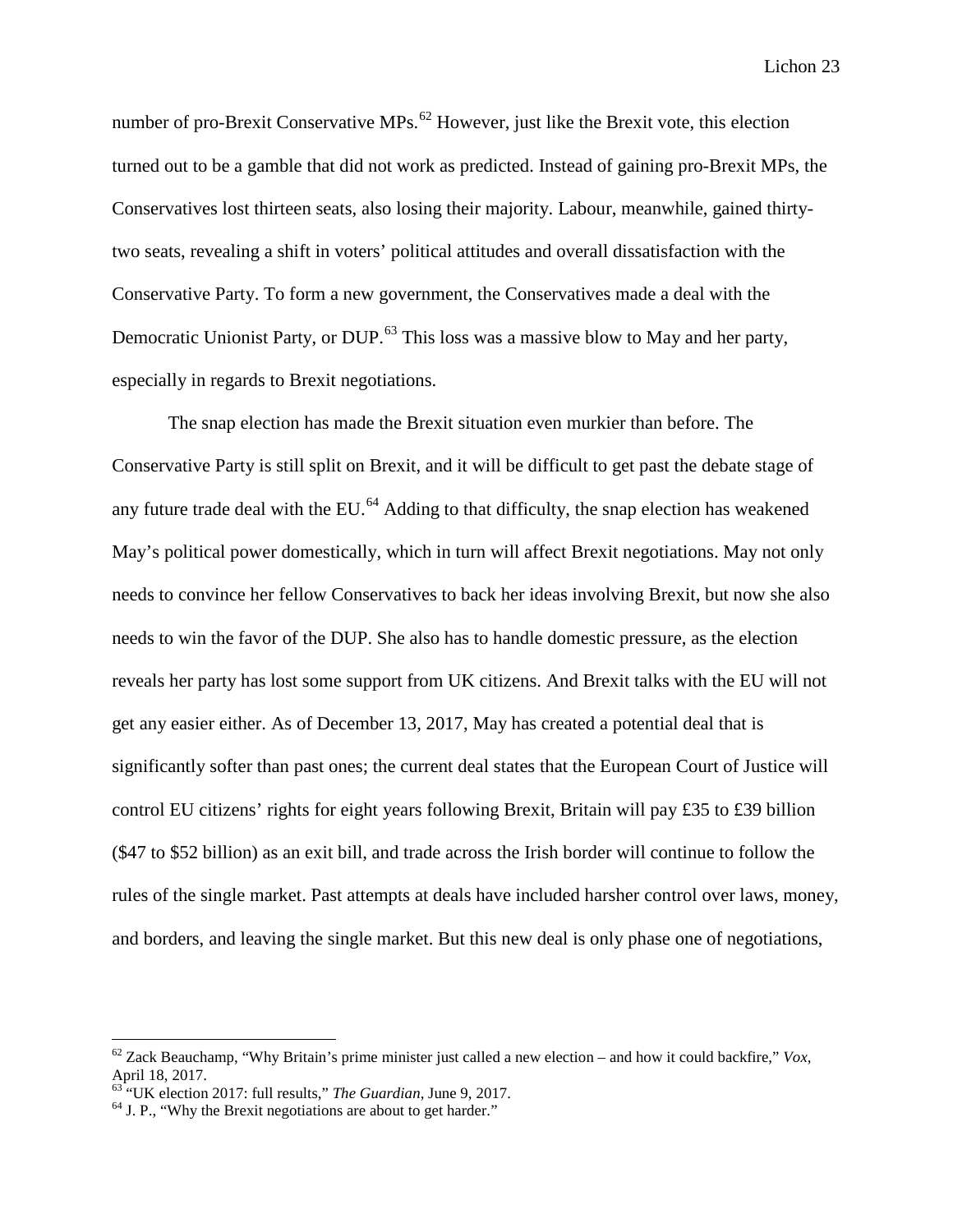number of pro-Brexit Conservative MPs.[62] However, just like the Brexit vote, this election turned out to be a gamble that did not work as predicted. Instead of gaining pro-Brexit MPs, the Conservatives lost thirteen seats, also losing their majority. Labour, meanwhile, gained thirty-two seats, revealing a shift in voters' political attitudes and overall dissatisfaction with the Conservative Party. To form a new government, the Conservatives made a deal with the Democratic Unionist Party, or DUP.[63] This loss was a massive blow to May and her party, especially in regards to Brexit negotiations.

The snap election has made the Brexit situation even murkier than before. The Conservative Party is still split on Brexit, and it will be difficult to get past the debate stage of any future trade deal with the EU.[64] Adding to that difficulty, the snap election has weakened May's political power domestically, which in turn will affect Brexit negotiations. May not only needs to convince her fellow Conservatives to back her ideas involving Brexit, but now she also needs to win the favor of the DUP. She also has to handle domestic pressure, as the election reveals her party has lost some support from UK citizens. And Brexit talks with the EU will not get any easier either. As of December 13, 2017, May has created a potential deal that is significantly softer than past ones; the current deal states that the European Court of Justice will control EU citizens' rights for eight years following Brexit, Britain will pay £35 to £39 billion ($47 to $52 billion) as an exit bill, and trade across the Irish border will continue to follow the rules of the single market. Past attempts at deals have included harsher control over laws, money, and borders, and leaving the single market. But this new deal is only phase one of negotiations,

---

[62] Zack Beauchamp, "Why Britain's prime minister just called a new election – and how it could backfire," *Vox*, April 18, 2017.

[63] "UK election 2017: full results," *The Guardian*, June 9, 2017.

[64] J. P., "Why the Brexit negotiations are about to get harder."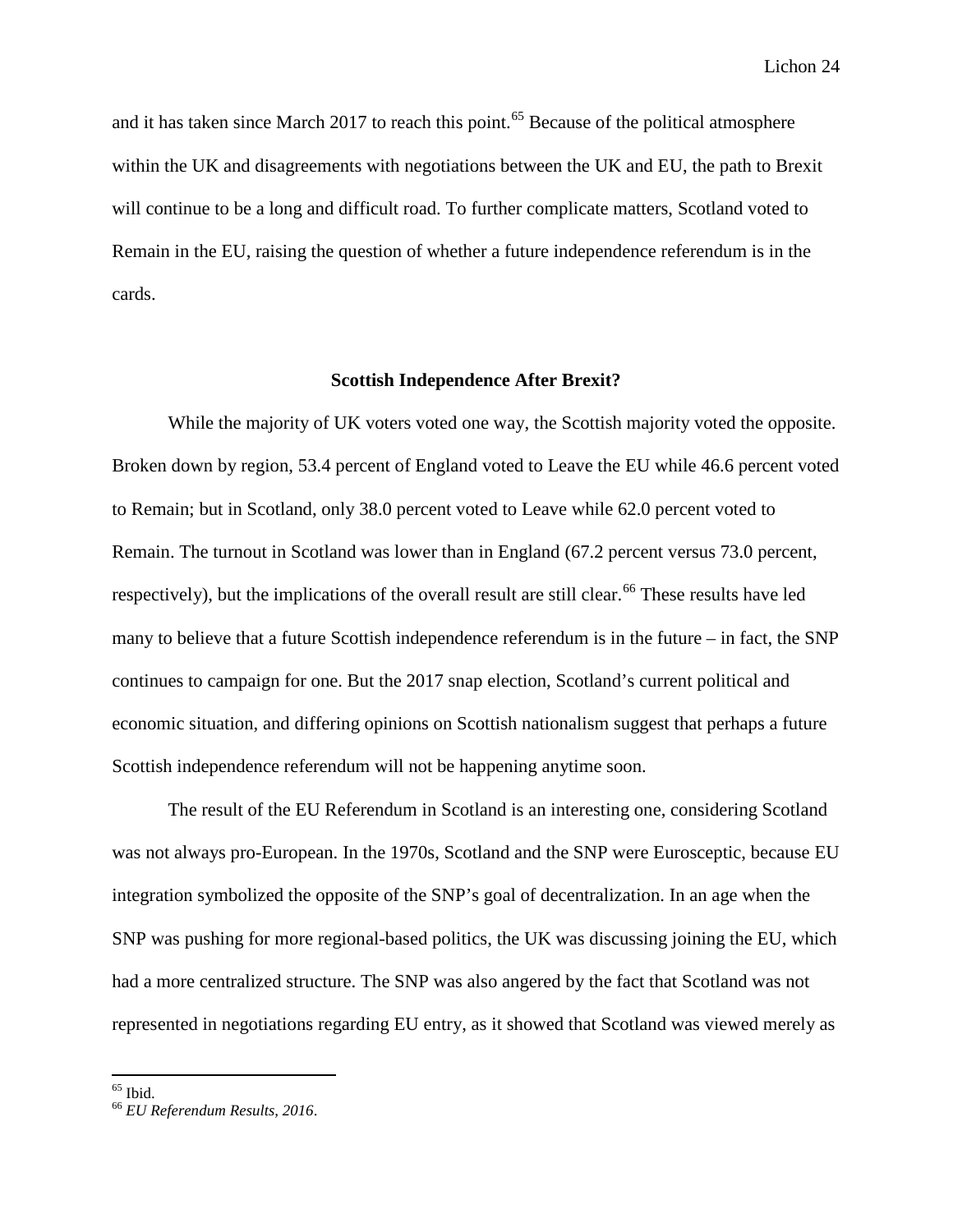and it has taken since March 2017 to reach this point.[65] Because of the political atmosphere within the UK and disagreements with negotiations between the UK and EU, the path to Brexit will continue to be a long and difficult road. To further complicate matters, Scotland voted to Remain in the EU, raising the question of whether a future independence referendum is in the cards.

## Scottish Independence After Brexit?

While the majority of UK voters voted one way, the Scottish majority voted the opposite. Broken down by region, 53.4 percent of England voted to Leave the EU while 46.6 percent voted to Remain; but in Scotland, only 38.0 percent voted to Leave while 62.0 percent voted to Remain. The turnout in Scotland was lower than in England (67.2 percent versus 73.0 percent, respectively), but the implications of the overall result are still clear.[66] These results have led many to believe that a future Scottish independence referendum is in the future – in fact, the SNP continues to campaign for one. But the 2017 snap election, Scotland's current political and economic situation, and differing opinions on Scottish nationalism suggest that perhaps a future Scottish independence referendum will not be happening anytime soon.

The result of the EU Referendum in Scotland is an interesting one, considering Scotland was not always pro-European. In the 1970s, Scotland and the SNP were Eurosceptic, because EU integration symbolized the opposite of the SNP's goal of decentralization. In an age when the SNP was pushing for more regional-based politics, the UK was discussing joining the EU, which had a more centralized structure. The SNP was also angered by the fact that Scotland was not represented in negotiations regarding EU entry, as it showed that Scotland was viewed merely as

---

[65] Ibid.

[66] *EU Referendum Results, 2016*.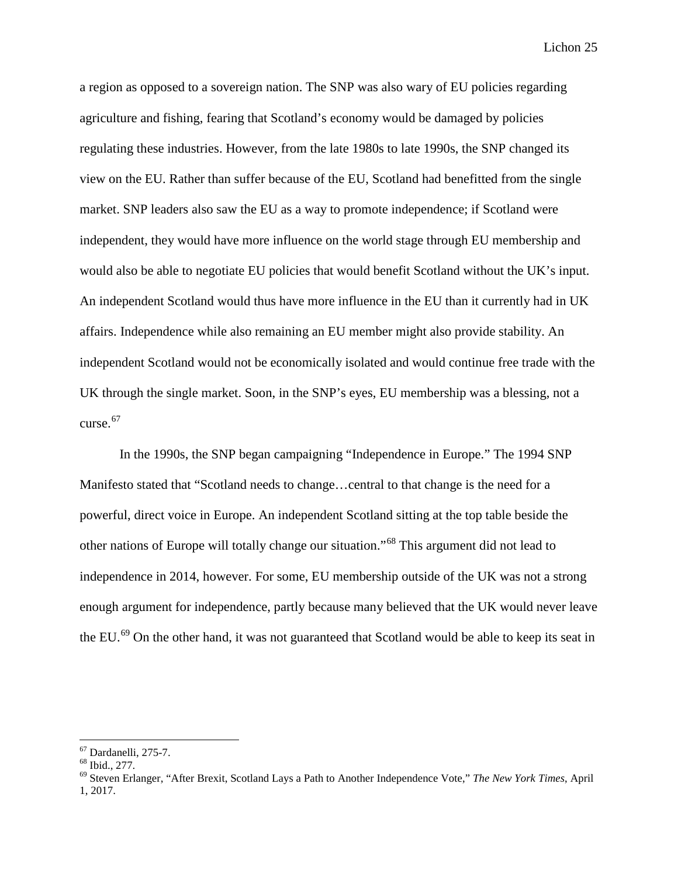a region as opposed to a sovereign nation. The SNP was also wary of EU policies regarding agriculture and fishing, fearing that Scotland's economy would be damaged by policies regulating these industries. However, from the late 1980s to late 1990s, the SNP changed its view on the EU. Rather than suffer because of the EU, Scotland had benefitted from the single market. SNP leaders also saw the EU as a way to promote independence; if Scotland were independent, they would have more influence on the world stage through EU membership and would also be able to negotiate EU policies that would benefit Scotland without the UK's input. An independent Scotland would thus have more influence in the EU than it currently had in UK affairs. Independence while also remaining an EU member might also provide stability. An independent Scotland would not be economically isolated and would continue free trade with the UK through the single market. Soon, in the SNP's eyes, EU membership was a blessing, not a curse.[67]

In the 1990s, the SNP began campaigning "Independence in Europe." The 1994 SNP Manifesto stated that "Scotland needs to change…central to that change is the need for a powerful, direct voice in Europe. An independent Scotland sitting at the top table beside the other nations of Europe will totally change our situation."[68] This argument did not lead to independence in 2014, however. For some, EU membership outside of the UK was not a strong enough argument for independence, partly because many believed that the UK would never leave the EU.[69] On the other hand, it was not guaranteed that Scotland would be able to keep its seat in

---

[67] Dardanelli, 275-7.

[68] Ibid., 277.

[69] Steven Erlanger, "After Brexit, Scotland Lays a Path to Another Independence Vote," *The New York Times*, April 1, 2017.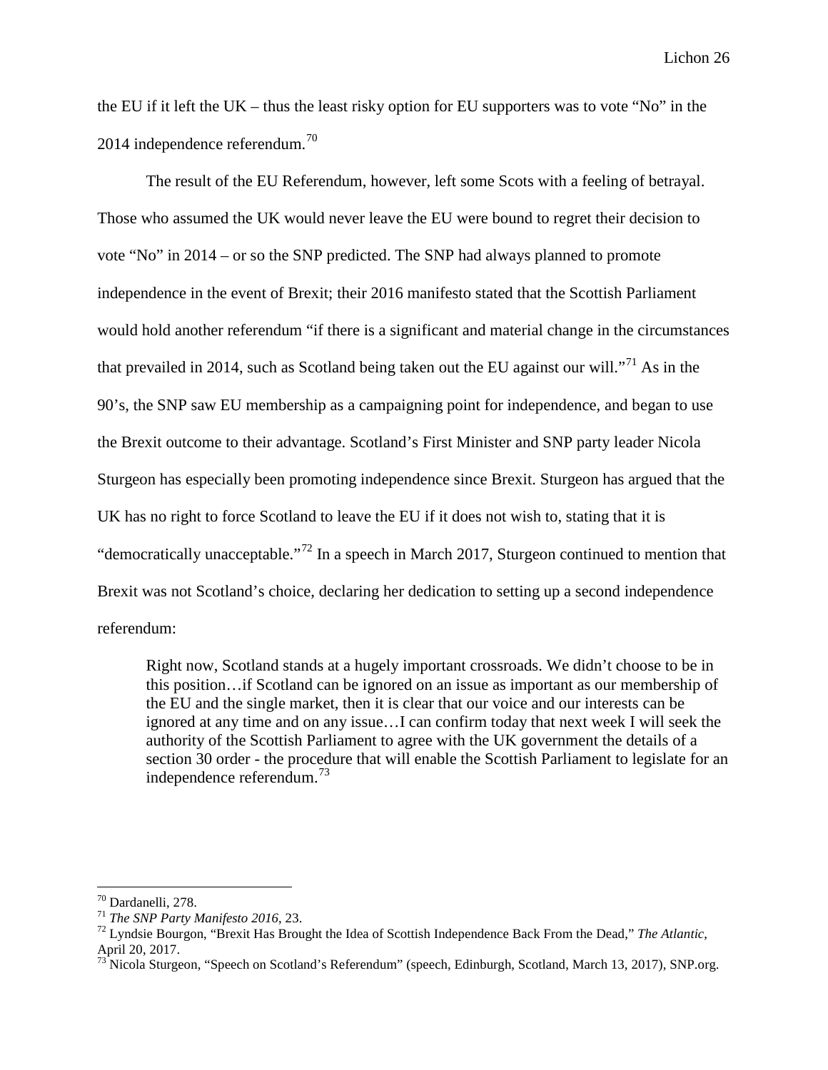the EU if it left the UK – thus the least risky option for EU supporters was to vote "No" in the 2014 independence referendum.[70]

The result of the EU Referendum, however, left some Scots with a feeling of betrayal. Those who assumed the UK would never leave the EU were bound to regret their decision to vote "No" in 2014 – or so the SNP predicted. The SNP had always planned to promote independence in the event of Brexit; their 2016 manifesto stated that the Scottish Parliament would hold another referendum "if there is a significant and material change in the circumstances that prevailed in 2014, such as Scotland being taken out the EU against our will."[71] As in the 90's, the SNP saw EU membership as a campaigning point for independence, and began to use the Brexit outcome to their advantage. Scotland's First Minister and SNP party leader Nicola Sturgeon has especially been promoting independence since Brexit. Sturgeon has argued that the UK has no right to force Scotland to leave the EU if it does not wish to, stating that it is "democratically unacceptable."[72] In a speech in March 2017, Sturgeon continued to mention that Brexit was not Scotland's choice, declaring her dedication to setting up a second independence referendum:

> Right now, Scotland stands at a hugely important crossroads. We didn't choose to be in this position…if Scotland can be ignored on an issue as important as our membership of the EU and the single market, then it is clear that our voice and our interests can be ignored at any time and on any issue…I can confirm today that next week I will seek the authority of the Scottish Parliament to agree with the UK government the details of a section 30 order - the procedure that will enable the Scottish Parliament to legislate for an independence referendum.[73]

---

[70] Dardanelli, 278.

[71] *The SNP Party Manifesto 2016*, 23.

[72] Lyndsie Bourgon, "Brexit Has Brought the Idea of Scottish Independence Back From the Dead," *The Atlantic*, April 20, 2017.

[73] Nicola Sturgeon, "Speech on Scotland's Referendum" (speech, Edinburgh, Scotland, March 13, 2017), SNP.org.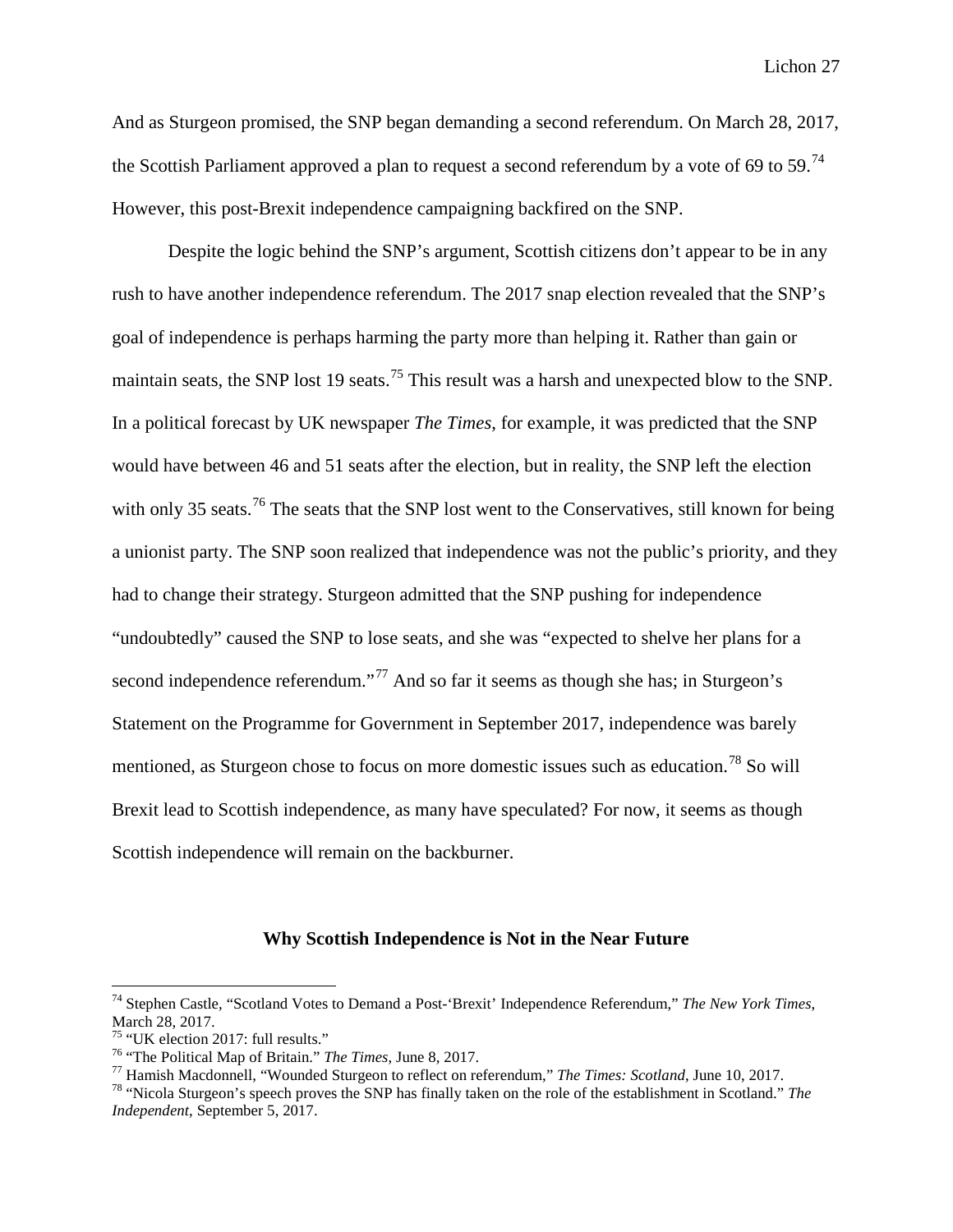And as Sturgeon promised, the SNP began demanding a second referendum. On March 28, 2017, the Scottish Parliament approved a plan to request a second referendum by a vote of 69 to 59.[74] However, this post-Brexit independence campaigning backfired on the SNP.

Despite the logic behind the SNP's argument, Scottish citizens don't appear to be in any rush to have another independence referendum. The 2017 snap election revealed that the SNP's goal of independence is perhaps harming the party more than helping it. Rather than gain or maintain seats, the SNP lost 19 seats.[75] This result was a harsh and unexpected blow to the SNP. In a political forecast by UK newspaper *The Times*, for example, it was predicted that the SNP would have between 46 and 51 seats after the election, but in reality, the SNP left the election with only 35 seats.[76] The seats that the SNP lost went to the Conservatives, still known for being a unionist party. The SNP soon realized that independence was not the public's priority, and they had to change their strategy. Sturgeon admitted that the SNP pushing for independence "undoubtedly" caused the SNP to lose seats, and she was "expected to shelve her plans for a second independence referendum."[77] And so far it seems as though she has; in Sturgeon's Statement on the Programme for Government in September 2017, independence was barely mentioned, as Sturgeon chose to focus on more domestic issues such as education.[78] So will Brexit lead to Scottish independence, as many have speculated? For now, it seems as though Scottish independence will remain on the backburner.

## Why Scottish Independence is Not in the Near Future

---

[74] Stephen Castle, "Scotland Votes to Demand a Post-'Brexit' Independence Referendum," *The New York Times*, March 28, 2017.

[75] "UK election 2017: full results."

[76] "The Political Map of Britain." *The Times*, June 8, 2017.

[77] Hamish Macdonnell, "Wounded Sturgeon to reflect on referendum," *The Times: Scotland*, June 10, 2017.

[78] "Nicola Sturgeon's speech proves the SNP has finally taken on the role of the establishment in Scotland." *The Independent*, September 5, 2017.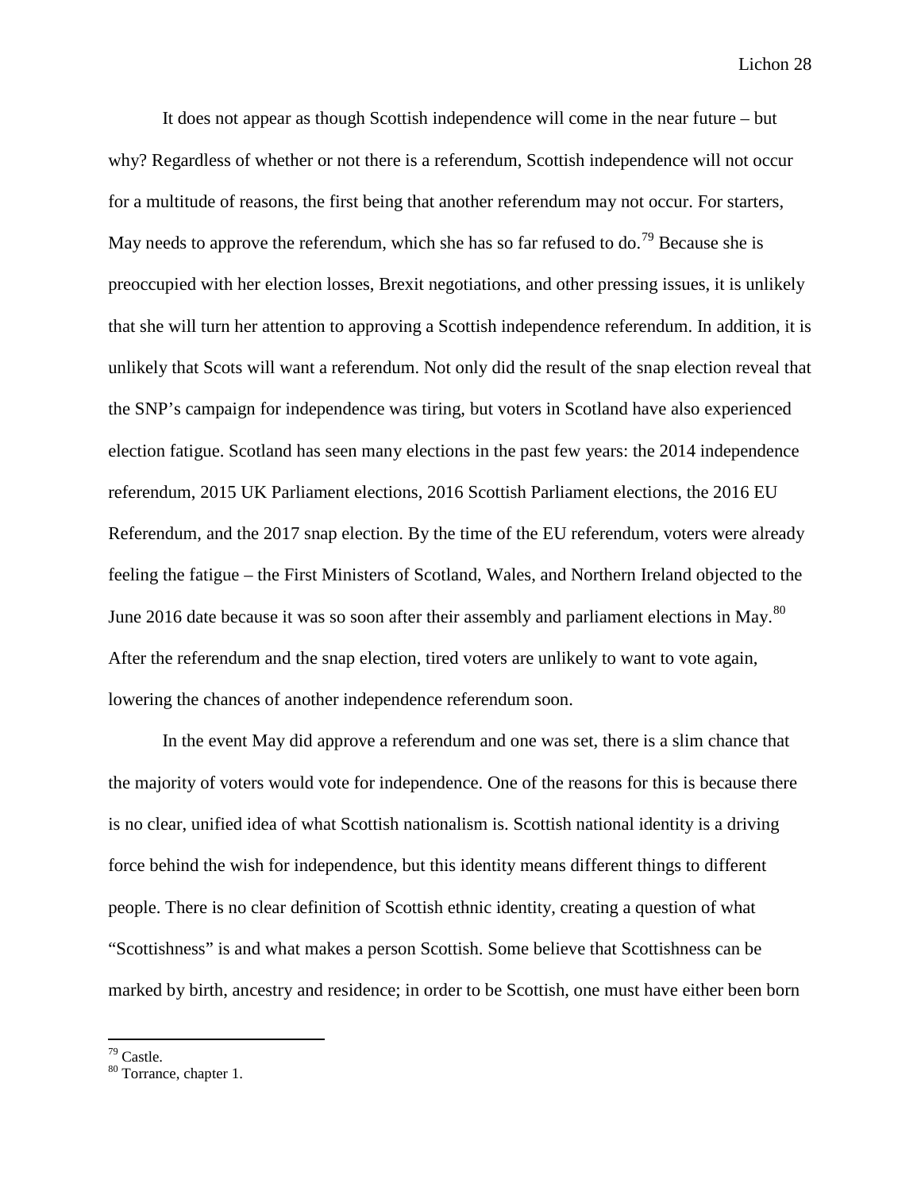It does not appear as though Scottish independence will come in the near future – but why? Regardless of whether or not there is a referendum, Scottish independence will not occur for a multitude of reasons, the first being that another referendum may not occur. For starters, May needs to approve the referendum, which she has so far refused to do.[79] Because she is preoccupied with her election losses, Brexit negotiations, and other pressing issues, it is unlikely that she will turn her attention to approving a Scottish independence referendum. In addition, it is unlikely that Scots will want a referendum. Not only did the result of the snap election reveal that the SNP's campaign for independence was tiring, but voters in Scotland have also experienced election fatigue. Scotland has seen many elections in the past few years: the 2014 independence referendum, 2015 UK Parliament elections, 2016 Scottish Parliament elections, the 2016 EU Referendum, and the 2017 snap election. By the time of the EU referendum, voters were already feeling the fatigue – the First Ministers of Scotland, Wales, and Northern Ireland objected to the June 2016 date because it was so soon after their assembly and parliament elections in May.[80] After the referendum and the snap election, tired voters are unlikely to want to vote again, lowering the chances of another independence referendum soon.

In the event May did approve a referendum and one was set, there is a slim chance that the majority of voters would vote for independence. One of the reasons for this is because there is no clear, unified idea of what Scottish nationalism is. Scottish national identity is a driving force behind the wish for independence, but this identity means different things to different people. There is no clear definition of Scottish ethnic identity, creating a question of what "Scottishness" is and what makes a person Scottish. Some believe that Scottishness can be marked by birth, ancestry and residence; in order to be Scottish, one must have either been born

---

[79] Castle.

[80] Torrance, chapter 1.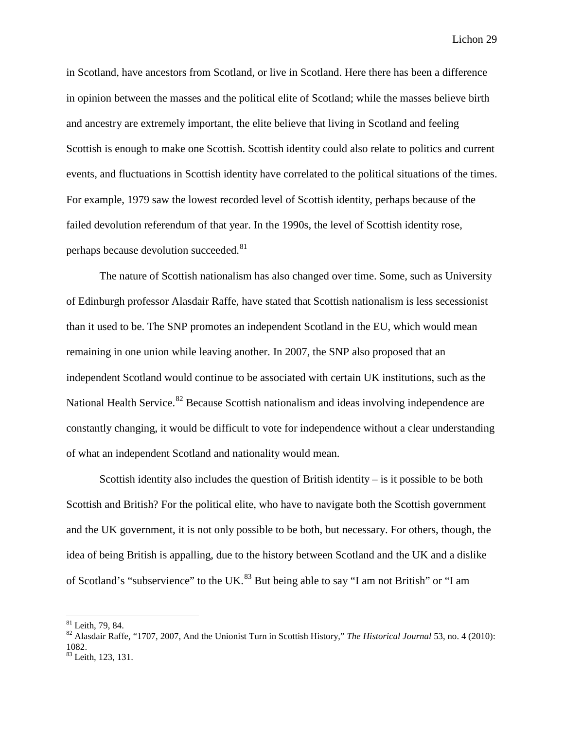in Scotland, have ancestors from Scotland, or live in Scotland. Here there has been a difference in opinion between the masses and the political elite of Scotland; while the masses believe birth and ancestry are extremely important, the elite believe that living in Scotland and feeling Scottish is enough to make one Scottish. Scottish identity could also relate to politics and current events, and fluctuations in Scottish identity have correlated to the political situations of the times. For example, 1979 saw the lowest recorded level of Scottish identity, perhaps because of the failed devolution referendum of that year. In the 1990s, the level of Scottish identity rose, perhaps because devolution succeeded.[81]

The nature of Scottish nationalism has also changed over time. Some, such as University of Edinburgh professor Alasdair Raffe, have stated that Scottish nationalism is less secessionist than it used to be. The SNP promotes an independent Scotland in the EU, which would mean remaining in one union while leaving another. In 2007, the SNP also proposed that an independent Scotland would continue to be associated with certain UK institutions, such as the National Health Service.[82] Because Scottish nationalism and ideas involving independence are constantly changing, it would be difficult to vote for independence without a clear understanding of what an independent Scotland and nationality would mean.

Scottish identity also includes the question of British identity – is it possible to be both Scottish and British? For the political elite, who have to navigate both the Scottish government and the UK government, it is not only possible to be both, but necessary. For others, though, the idea of being British is appalling, due to the history between Scotland and the UK and a dislike of Scotland's "subservience" to the UK.[83] But being able to say "I am not British" or "I am

---

[81] Leith, 79, 84.

[82] Alasdair Raffe, "1707, 2007, And the Unionist Turn in Scottish History," *The Historical Journal* 53, no. 4 (2010): 1082.

[83] Leith, 123, 131.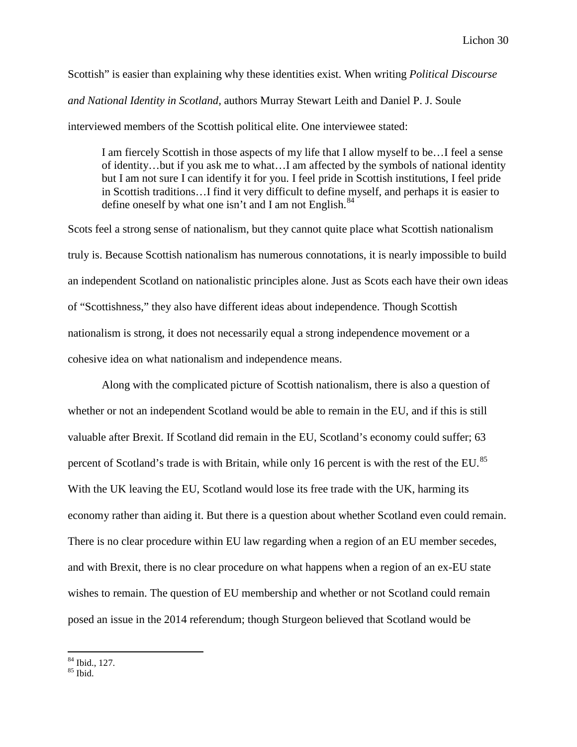Scottish" is easier than explaining why these identities exist. When writing *Political Discourse and National Identity in Scotland*, authors Murray Stewart Leith and Daniel P. J. Soule interviewed members of the Scottish political elite. One interviewee stated:

> I am fiercely Scottish in those aspects of my life that I allow myself to be…I feel a sense of identity…but if you ask me to what…I am affected by the symbols of national identity but I am not sure I can identify it for you. I feel pride in Scottish institutions, I feel pride in Scottish traditions…I find it very difficult to define myself, and perhaps it is easier to define oneself by what one isn't and I am not English.[84]

Scots feel a strong sense of nationalism, but they cannot quite place what Scottish nationalism truly is. Because Scottish nationalism has numerous connotations, it is nearly impossible to build an independent Scotland on nationalistic principles alone. Just as Scots each have their own ideas of "Scottishness," they also have different ideas about independence. Though Scottish nationalism is strong, it does not necessarily equal a strong independence movement or a cohesive idea on what nationalism and independence means.

Along with the complicated picture of Scottish nationalism, there is also a question of whether or not an independent Scotland would be able to remain in the EU, and if this is still valuable after Brexit. If Scotland did remain in the EU, Scotland's economy could suffer; 63 percent of Scotland's trade is with Britain, while only 16 percent is with the rest of the EU.[85] With the UK leaving the EU, Scotland would lose its free trade with the UK, harming its economy rather than aiding it. But there is a question about whether Scotland even could remain. There is no clear procedure within EU law regarding when a region of an EU member secedes, and with Brexit, there is no clear procedure on what happens when a region of an ex-EU state wishes to remain. The question of EU membership and whether or not Scotland could remain posed an issue in the 2014 referendum; though Sturgeon believed that Scotland would be

---

[84] Ibid., 127.
[85] Ibid.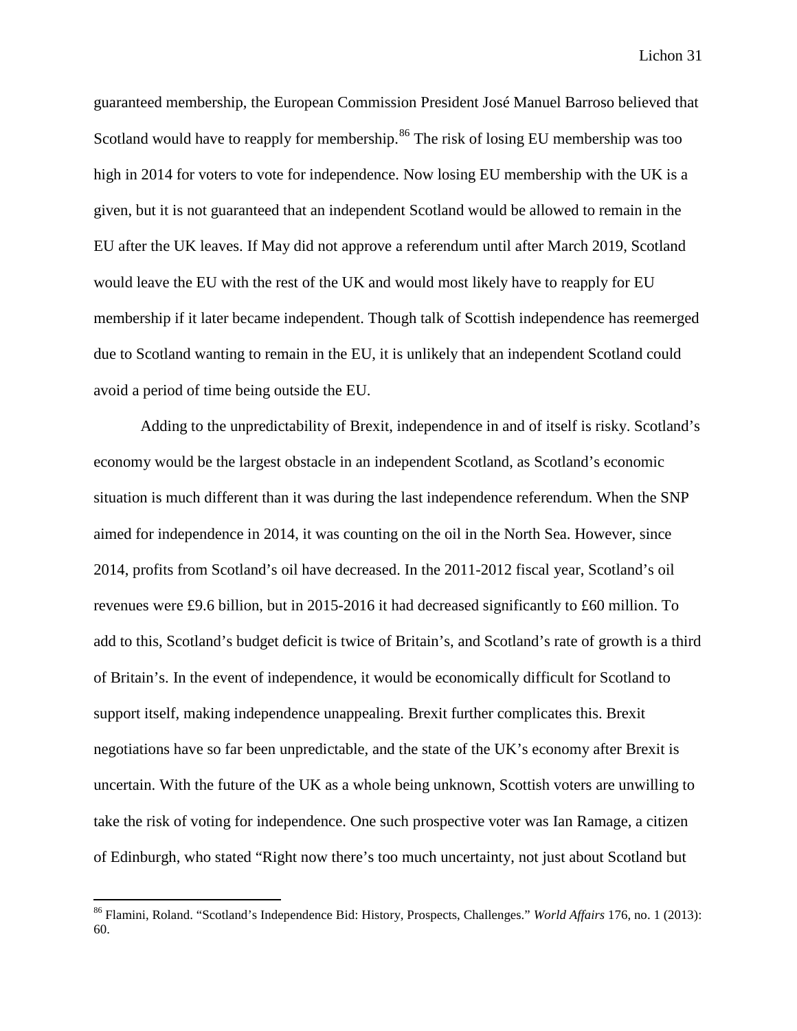guaranteed membership, the European Commission President José Manuel Barroso believed that Scotland would have to reapply for membership.[86] The risk of losing EU membership was too high in 2014 for voters to vote for independence. Now losing EU membership with the UK is a given, but it is not guaranteed that an independent Scotland would be allowed to remain in the EU after the UK leaves. If May did not approve a referendum until after March 2019, Scotland would leave the EU with the rest of the UK and would most likely have to reapply for EU membership if it later became independent. Though talk of Scottish independence has reemerged due to Scotland wanting to remain in the EU, it is unlikely that an independent Scotland could avoid a period of time being outside the EU.

Adding to the unpredictability of Brexit, independence in and of itself is risky. Scotland's economy would be the largest obstacle in an independent Scotland, as Scotland's economic situation is much different than it was during the last independence referendum. When the SNP aimed for independence in 2014, it was counting on the oil in the North Sea. However, since 2014, profits from Scotland's oil have decreased. In the 2011-2012 fiscal year, Scotland's oil revenues were £9.6 billion, but in 2015-2016 it had decreased significantly to £60 million. To add to this, Scotland's budget deficit is twice of Britain's, and Scotland's rate of growth is a third of Britain's. In the event of independence, it would be economically difficult for Scotland to support itself, making independence unappealing. Brexit further complicates this. Brexit negotiations have so far been unpredictable, and the state of the UK's economy after Brexit is uncertain. With the future of the UK as a whole being unknown, Scottish voters are unwilling to take the risk of voting for independence. One such prospective voter was Ian Ramage, a citizen of Edinburgh, who stated "Right now there's too much uncertainty, not just about Scotland but

[86] Flamini, Roland. "Scotland's Independence Bid: History, Prospects, Challenges." *World Affairs* 176, no. 1 (2013): 60.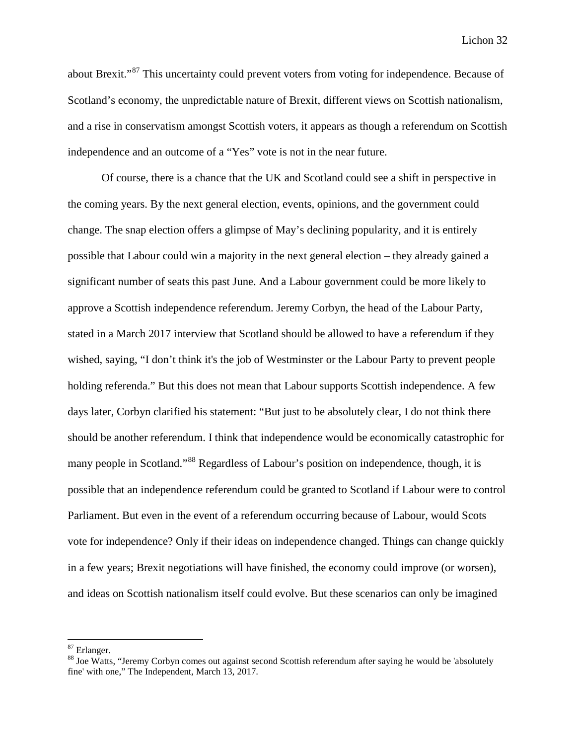about Brexit."[87] This uncertainty could prevent voters from voting for independence. Because of Scotland's economy, the unpredictable nature of Brexit, different views on Scottish nationalism, and a rise in conservatism amongst Scottish voters, it appears as though a referendum on Scottish independence and an outcome of a "Yes" vote is not in the near future.

Of course, there is a chance that the UK and Scotland could see a shift in perspective in the coming years. By the next general election, events, opinions, and the government could change. The snap election offers a glimpse of May's declining popularity, and it is entirely possible that Labour could win a majority in the next general election – they already gained a significant number of seats this past June. And a Labour government could be more likely to approve a Scottish independence referendum. Jeremy Corbyn, the head of the Labour Party, stated in a March 2017 interview that Scotland should be allowed to have a referendum if they wished, saying, "I don't think it's the job of Westminster or the Labour Party to prevent people holding referenda." But this does not mean that Labour supports Scottish independence. A few days later, Corbyn clarified his statement: "But just to be absolutely clear, I do not think there should be another referendum. I think that independence would be economically catastrophic for many people in Scotland."[88] Regardless of Labour's position on independence, though, it is possible that an independence referendum could be granted to Scotland if Labour were to control Parliament. But even in the event of a referendum occurring because of Labour, would Scots vote for independence? Only if their ideas on independence changed. Things can change quickly in a few years; Brexit negotiations will have finished, the economy could improve (or worsen), and ideas on Scottish nationalism itself could evolve. But these scenarios can only be imagined

---

[87] Erlanger.

[88] Joe Watts, "Jeremy Corbyn comes out against second Scottish referendum after saying he would be 'absolutely fine' with one," The Independent, March 13, 2017.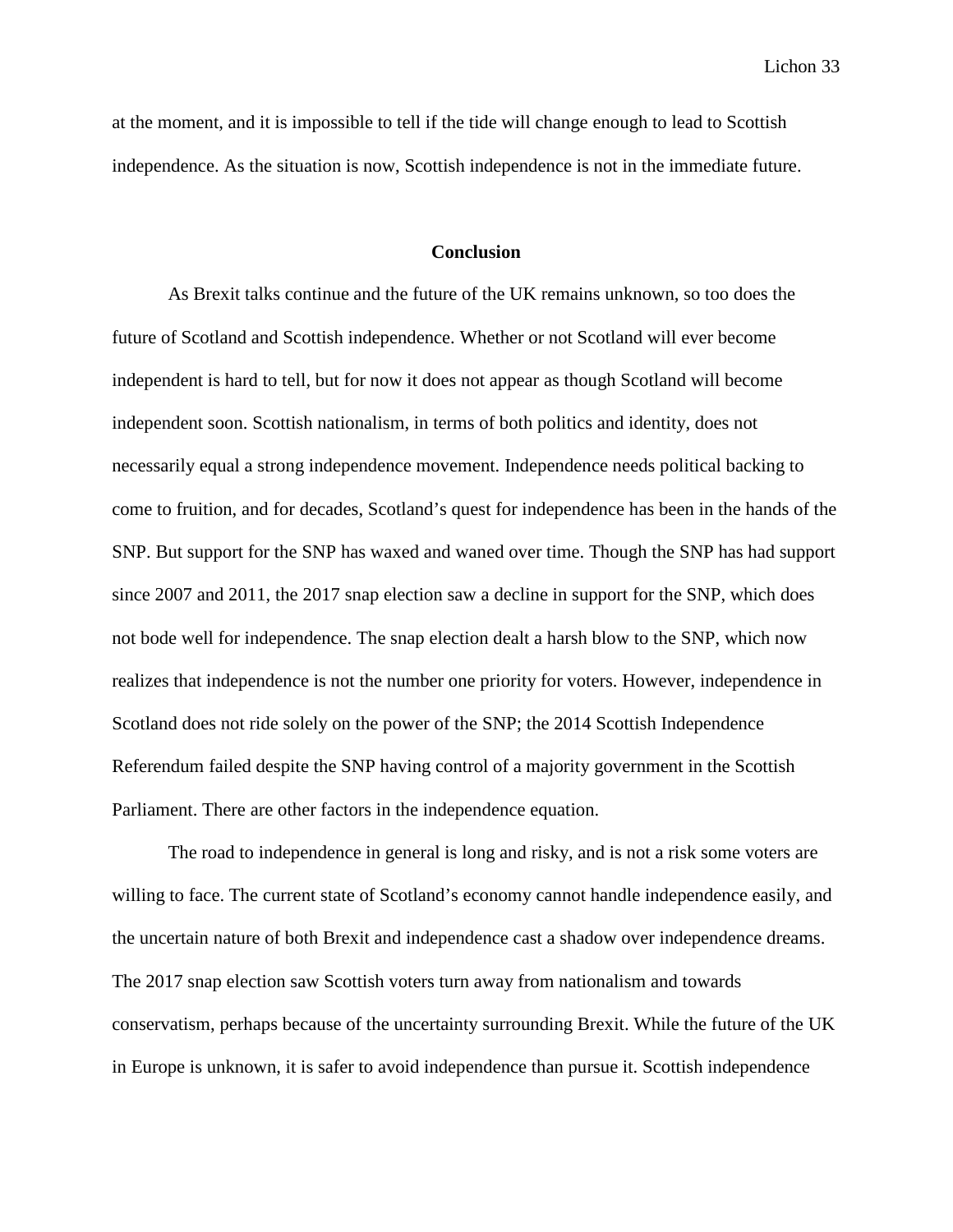at the moment, and it is impossible to tell if the tide will change enough to lead to Scottish independence. As the situation is now, Scottish independence is not in the immediate future.

## Conclusion

As Brexit talks continue and the future of the UK remains unknown, so too does the future of Scotland and Scottish independence. Whether or not Scotland will ever become independent is hard to tell, but for now it does not appear as though Scotland will become independent soon. Scottish nationalism, in terms of both politics and identity, does not necessarily equal a strong independence movement. Independence needs political backing to come to fruition, and for decades, Scotland's quest for independence has been in the hands of the SNP. But support for the SNP has waxed and waned over time. Though the SNP has had support since 2007 and 2011, the 2017 snap election saw a decline in support for the SNP, which does not bode well for independence. The snap election dealt a harsh blow to the SNP, which now realizes that independence is not the number one priority for voters. However, independence in Scotland does not ride solely on the power of the SNP; the 2014 Scottish Independence Referendum failed despite the SNP having control of a majority government in the Scottish Parliament. There are other factors in the independence equation.

The road to independence in general is long and risky, and is not a risk some voters are willing to face. The current state of Scotland's economy cannot handle independence easily, and the uncertain nature of both Brexit and independence cast a shadow over independence dreams. The 2017 snap election saw Scottish voters turn away from nationalism and towards conservatism, perhaps because of the uncertainty surrounding Brexit. While the future of the UK in Europe is unknown, it is safer to avoid independence than pursue it. Scottish independence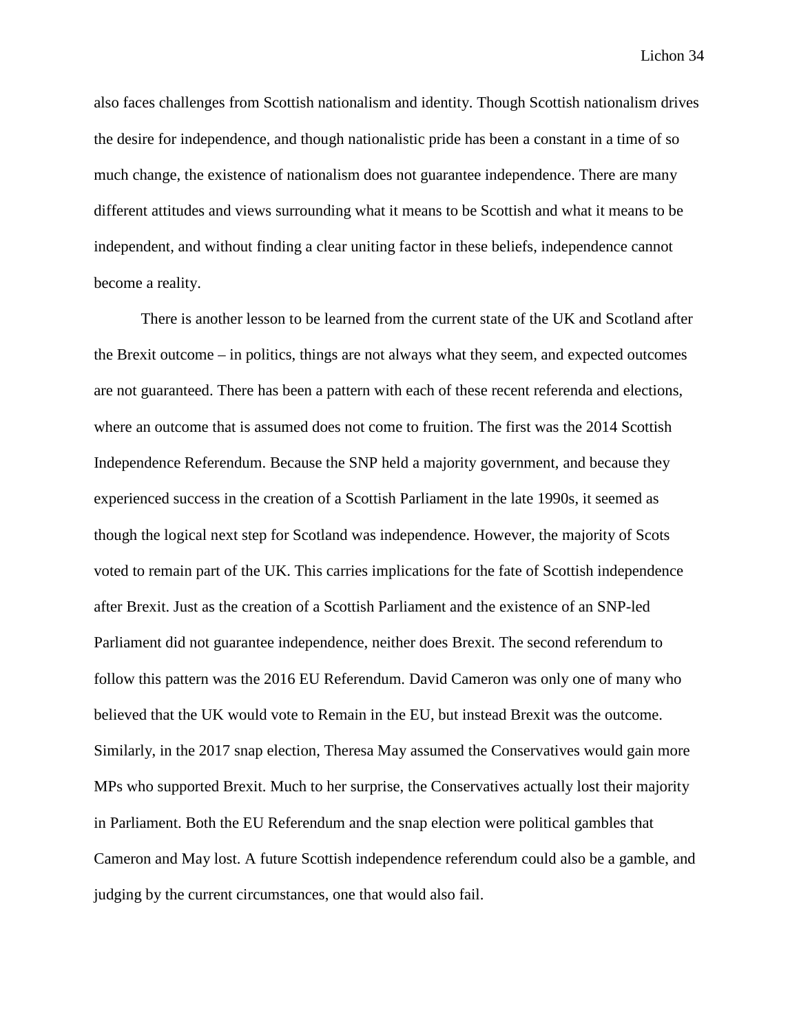also faces challenges from Scottish nationalism and identity. Though Scottish nationalism drives the desire for independence, and though nationalistic pride has been a constant in a time of so much change, the existence of nationalism does not guarantee independence. There are many different attitudes and views surrounding what it means to be Scottish and what it means to be independent, and without finding a clear uniting factor in these beliefs, independence cannot become a reality.

There is another lesson to be learned from the current state of the UK and Scotland after the Brexit outcome – in politics, things are not always what they seem, and expected outcomes are not guaranteed. There has been a pattern with each of these recent referenda and elections, where an outcome that is assumed does not come to fruition. The first was the 2014 Scottish Independence Referendum. Because the SNP held a majority government, and because they experienced success in the creation of a Scottish Parliament in the late 1990s, it seemed as though the logical next step for Scotland was independence. However, the majority of Scots voted to remain part of the UK. This carries implications for the fate of Scottish independence after Brexit. Just as the creation of a Scottish Parliament and the existence of an SNP-led Parliament did not guarantee independence, neither does Brexit. The second referendum to follow this pattern was the 2016 EU Referendum. David Cameron was only one of many who believed that the UK would vote to Remain in the EU, but instead Brexit was the outcome. Similarly, in the 2017 snap election, Theresa May assumed the Conservatives would gain more MPs who supported Brexit. Much to her surprise, the Conservatives actually lost their majority in Parliament. Both the EU Referendum and the snap election were political gambles that Cameron and May lost. A future Scottish independence referendum could also be a gamble, and judging by the current circumstances, one that would also fail.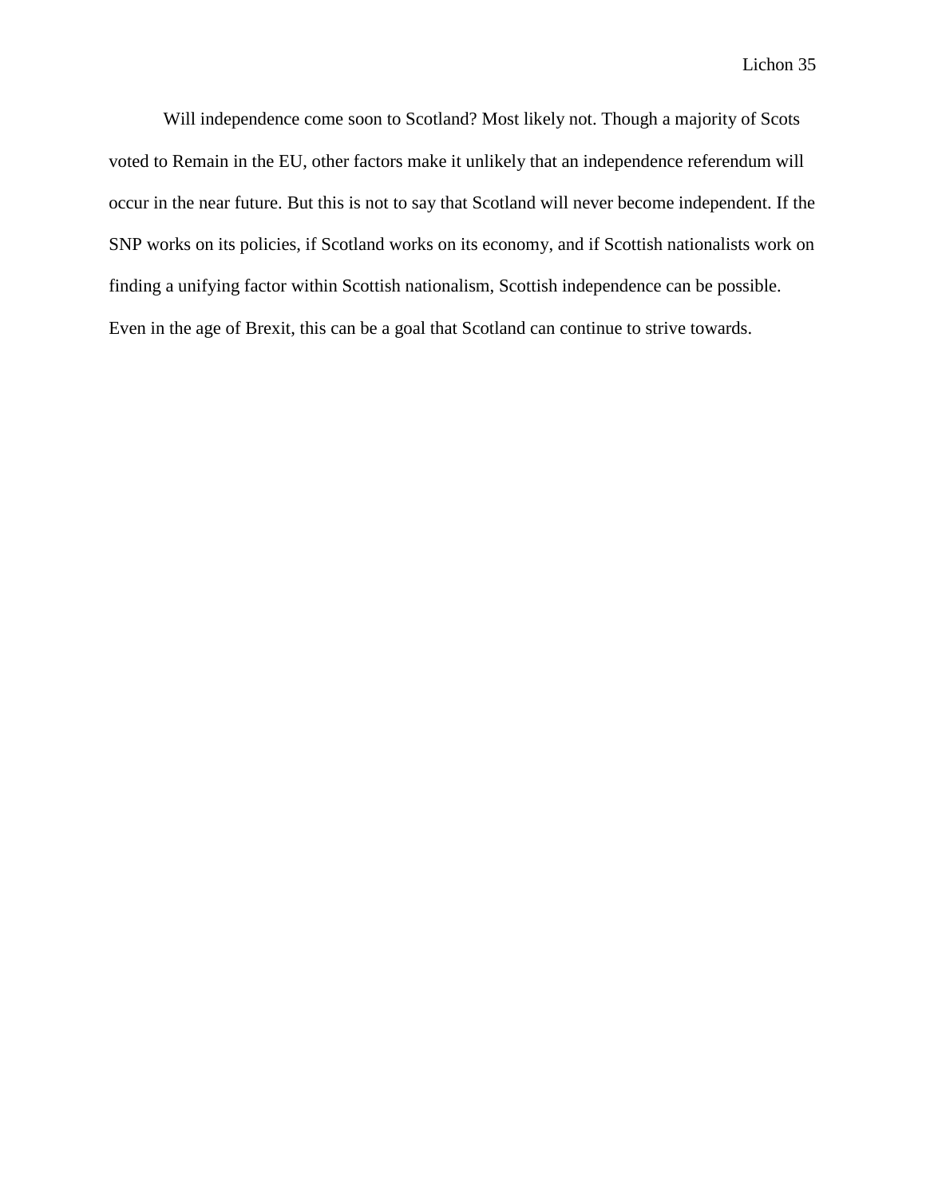Will independence come soon to Scotland? Most likely not. Though a majority of Scots voted to Remain in the EU, other factors make it unlikely that an independence referendum will occur in the near future. But this is not to say that Scotland will never become independent. If the SNP works on its policies, if Scotland works on its economy, and if Scottish nationalists work on finding a unifying factor within Scottish nationalism, Scottish independence can be possible. Even in the age of Brexit, this can be a goal that Scotland can continue to strive towards.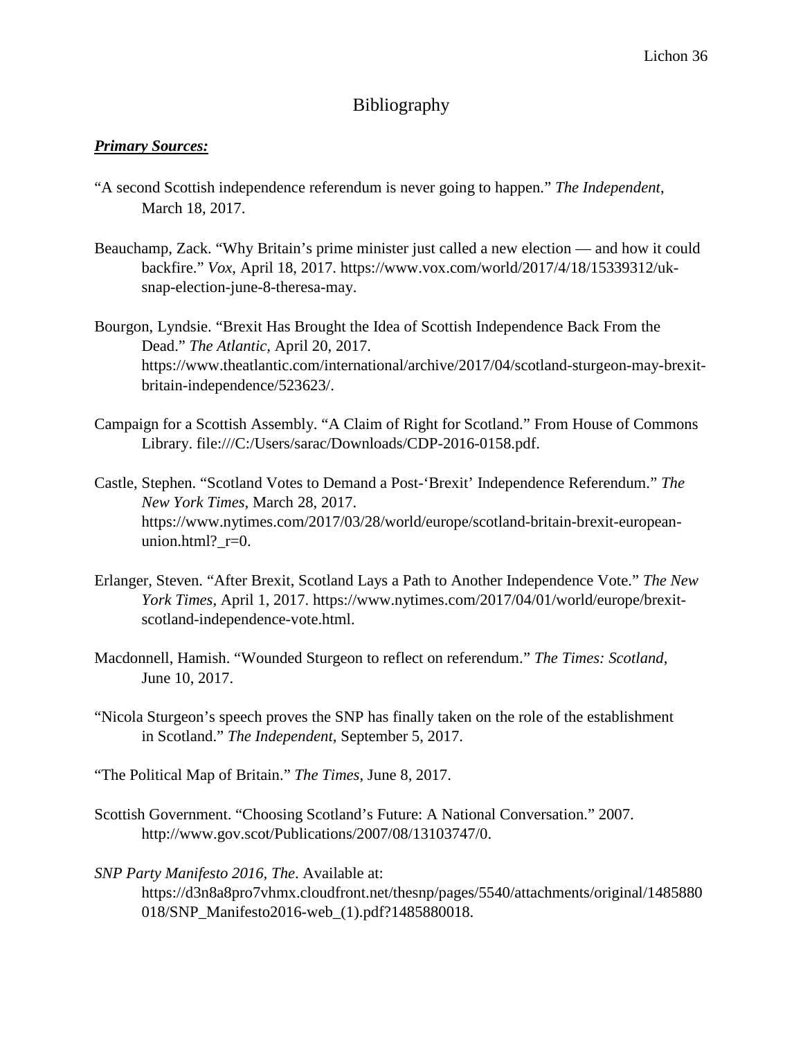# Bibliography

***Primary Sources:***

"A second Scottish independence referendum is never going to happen." *The Independent*, March 18, 2017.

Beauchamp, Zack. "Why Britain's prime minister just called a new election — and how it could backfire." *Vox*, April 18, 2017. https://www.vox.com/world/2017/4/18/15339312/uk-snap-election-june-8-theresa-may.

Bourgon, Lyndsie. "Brexit Has Brought the Idea of Scottish Independence Back From the Dead." *The Atlantic*, April 20, 2017. https://www.theatlantic.com/international/archive/2017/04/scotland-sturgeon-may-brexit-britain-independence/523623/.

Campaign for a Scottish Assembly. "A Claim of Right for Scotland." From House of Commons Library. file:///C:/Users/sarac/Downloads/CDP-2016-0158.pdf.

Castle, Stephen. "Scotland Votes to Demand a Post-'Brexit' Independence Referendum." *The New York Times*, March 28, 2017. https://www.nytimes.com/2017/03/28/world/europe/scotland-britain-brexit-european-union.html?_r=0.

Erlanger, Steven. "After Brexit, Scotland Lays a Path to Another Independence Vote." *The New York Times*, April 1, 2017. https://www.nytimes.com/2017/04/01/world/europe/brexit-scotland-independence-vote.html.

Macdonnell, Hamish. "Wounded Sturgeon to reflect on referendum." *The Times: Scotland*, June 10, 2017.

"Nicola Sturgeon's speech proves the SNP has finally taken on the role of the establishment in Scotland." *The Independent*, September 5, 2017.

"The Political Map of Britain." *The Times*, June 8, 2017.

Scottish Government. "Choosing Scotland's Future: A National Conversation." 2007. http://www.gov.scot/Publications/2007/08/13103747/0.

*SNP Party Manifesto 2016, The*. Available at: https://d3n8a8pro7vhmx.cloudfront.net/thesnp/pages/5540/attachments/original/1485880018/SNP_Manifesto2016-web_(1).pdf?1485880018.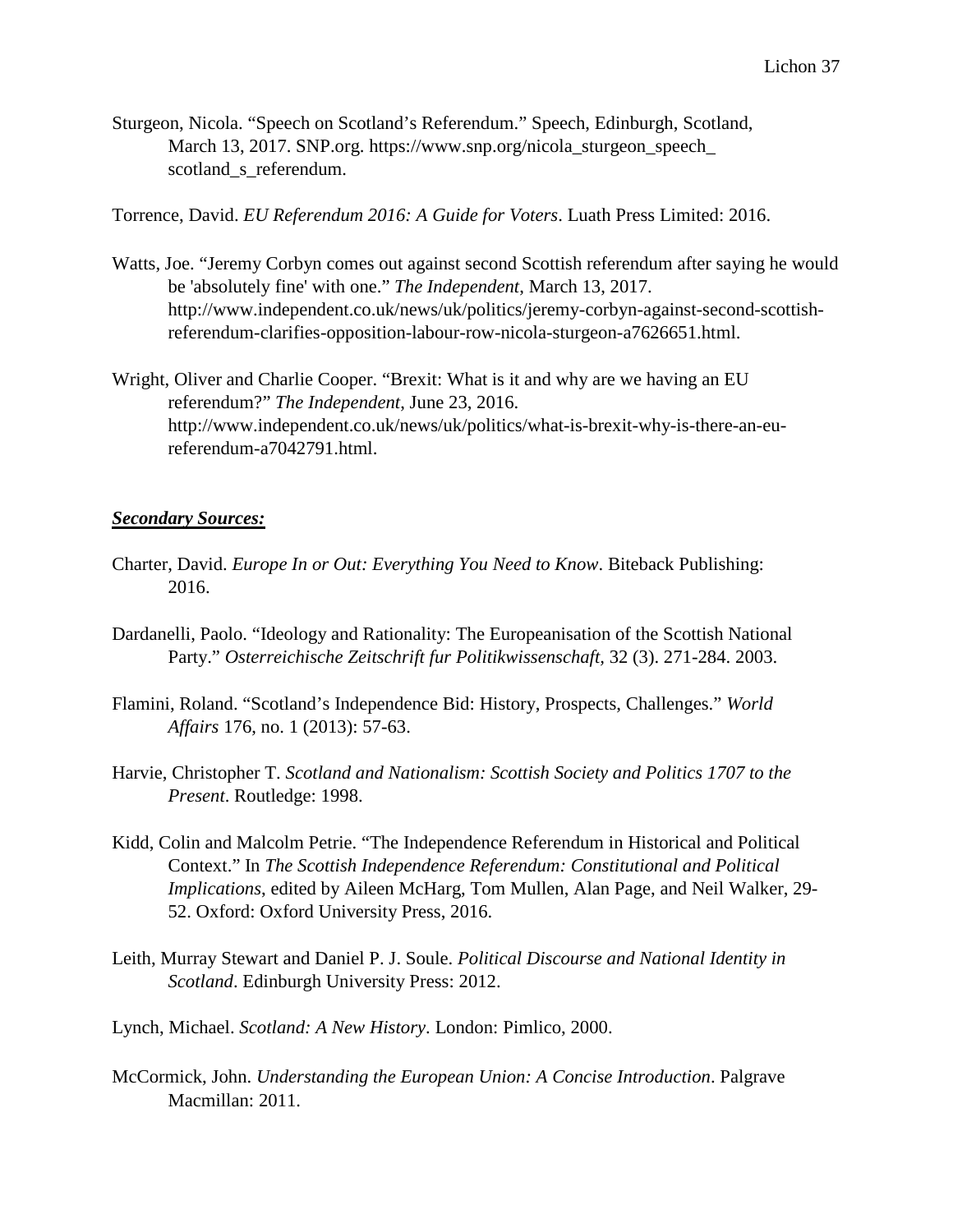Sturgeon, Nicola. "Speech on Scotland's Referendum." Speech, Edinburgh, Scotland, March 13, 2017. SNP.org. https://www.snp.org/nicola_sturgeon_speech_scotland_s_referendum.

Torrence, David. *EU Referendum 2016: A Guide for Voters*. Luath Press Limited: 2016.

Watts, Joe. "Jeremy Corbyn comes out against second Scottish referendum after saying he would be 'absolutely fine' with one." *The Independent*, March 13, 2017. http://www.independent.co.uk/news/uk/politics/jeremy-corbyn-against-second-scottish-referendum-clarifies-opposition-labour-row-nicola-sturgeon-a7626651.html.

Wright, Oliver and Charlie Cooper. "Brexit: What is it and why are we having an EU referendum?" *The Independent*, June 23, 2016. http://www.independent.co.uk/news/uk/politics/what-is-brexit-why-is-there-an-eu-referendum-a7042791.html.

***Secondary Sources:***

Charter, David. *Europe In or Out: Everything You Need to Know*. Biteback Publishing: 2016.

Dardanelli, Paolo. "Ideology and Rationality: The Europeanisation of the Scottish National Party." *Osterreichische Zeitschrift fur Politikwissenschaft*, 32 (3). 271-284. 2003.

Flamini, Roland. "Scotland's Independence Bid: History, Prospects, Challenges." *World Affairs* 176, no. 1 (2013): 57-63.

Harvie, Christopher T. *Scotland and Nationalism: Scottish Society and Politics 1707 to the Present*. Routledge: 1998.

Kidd, Colin and Malcolm Petrie. "The Independence Referendum in Historical and Political Context." In *The Scottish Independence Referendum: Constitutional and Political Implications*, edited by Aileen McHarg, Tom Mullen, Alan Page, and Neil Walker, 29-52. Oxford: Oxford University Press, 2016.

Leith, Murray Stewart and Daniel P. J. Soule. *Political Discourse and National Identity in Scotland*. Edinburgh University Press: 2012.

Lynch, Michael. *Scotland: A New History*. London: Pimlico, 2000.

McCormick, John. *Understanding the European Union: A Concise Introduction*. Palgrave Macmillan: 2011.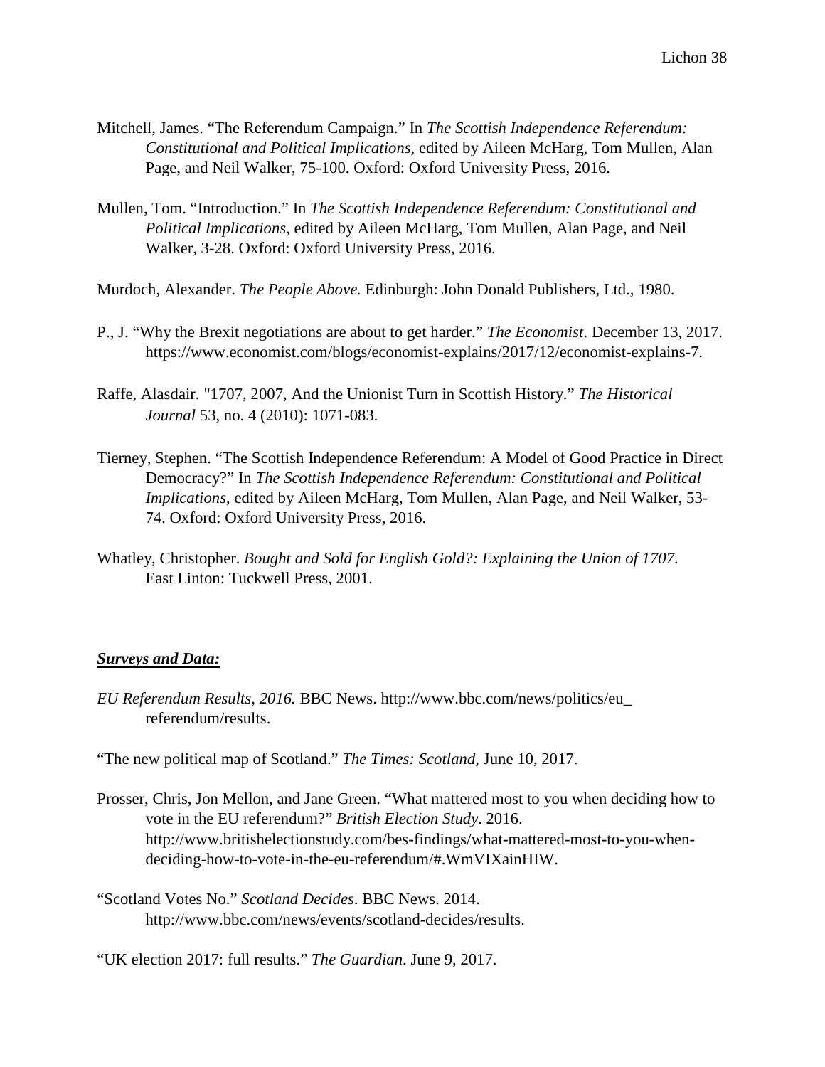Mitchell, James. "The Referendum Campaign." In *The Scottish Independence Referendum: Constitutional and Political Implications*, edited by Aileen McHarg, Tom Mullen, Alan Page, and Neil Walker, 75-100. Oxford: Oxford University Press, 2016.

Mullen, Tom. "Introduction." In *The Scottish Independence Referendum: Constitutional and Political Implications*, edited by Aileen McHarg, Tom Mullen, Alan Page, and Neil Walker, 3-28. Oxford: Oxford University Press, 2016.

Murdoch, Alexander. *The People Above.* Edinburgh: John Donald Publishers, Ltd., 1980.

P., J. "Why the Brexit negotiations are about to get harder." *The Economist*. December 13, 2017. https://www.economist.com/blogs/economist-explains/2017/12/economist-explains-7.

Raffe, Alasdair. "1707, 2007, And the Unionist Turn in Scottish History." *The Historical Journal* 53, no. 4 (2010): 1071-083.

Tierney, Stephen. "The Scottish Independence Referendum: A Model of Good Practice in Direct Democracy?" In *The Scottish Independence Referendum: Constitutional and Political Implications*, edited by Aileen McHarg, Tom Mullen, Alan Page, and Neil Walker, 53-74. Oxford: Oxford University Press, 2016.

Whatley, Christopher. *Bought and Sold for English Gold?: Explaining the Union of 1707*. East Linton: Tuckwell Press, 2001.

***Surveys and Data:***

*EU Referendum Results, 2016.* BBC News. http://www.bbc.com/news/politics/eu_referendum/results.

"The new political map of Scotland." *The Times: Scotland*, June 10, 2017.

Prosser, Chris, Jon Mellon, and Jane Green. "What mattered most to you when deciding how to vote in the EU referendum?" *British Election Study*. 2016. http://www.britishelectionstudy.com/bes-findings/what-mattered-most-to-you-when-deciding-how-to-vote-in-the-eu-referendum/#.WmVIXainHIW.

"Scotland Votes No." *Scotland Decides*. BBC News. 2014. http://www.bbc.com/news/events/scotland-decides/results.

"UK election 2017: full results." *The Guardian*. June 9, 2017.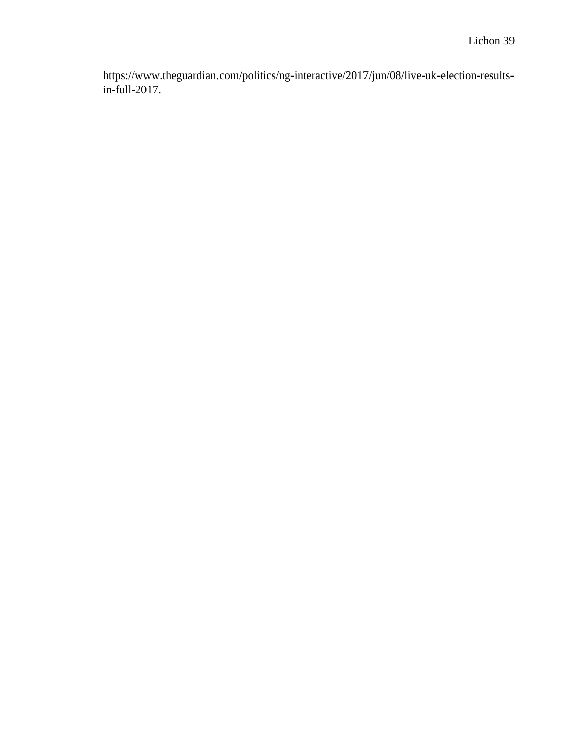https://www.theguardian.com/politics/ng-interactive/2017/jun/08/live-uk-election-results-in-full-2017.